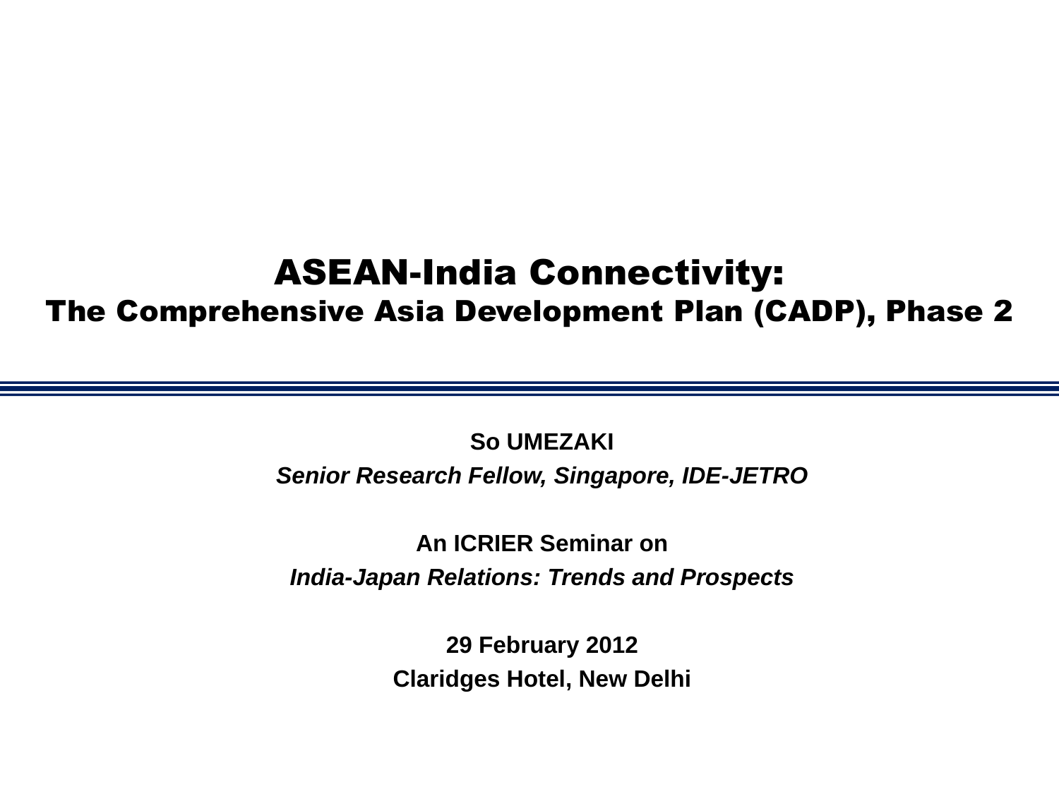# ASEAN-India Connectivity:
## The Comprehensive Asia Development Plan (CADP), Phase 2

---

**So UMEZAKI**

***Senior Research Fellow, Singapore, IDE-JETRO***

**An ICRIER Seminar on**

***India-Japan Relations: Trends and Prospects***

**29 February 2012**

**Claridges Hotel, New Delhi**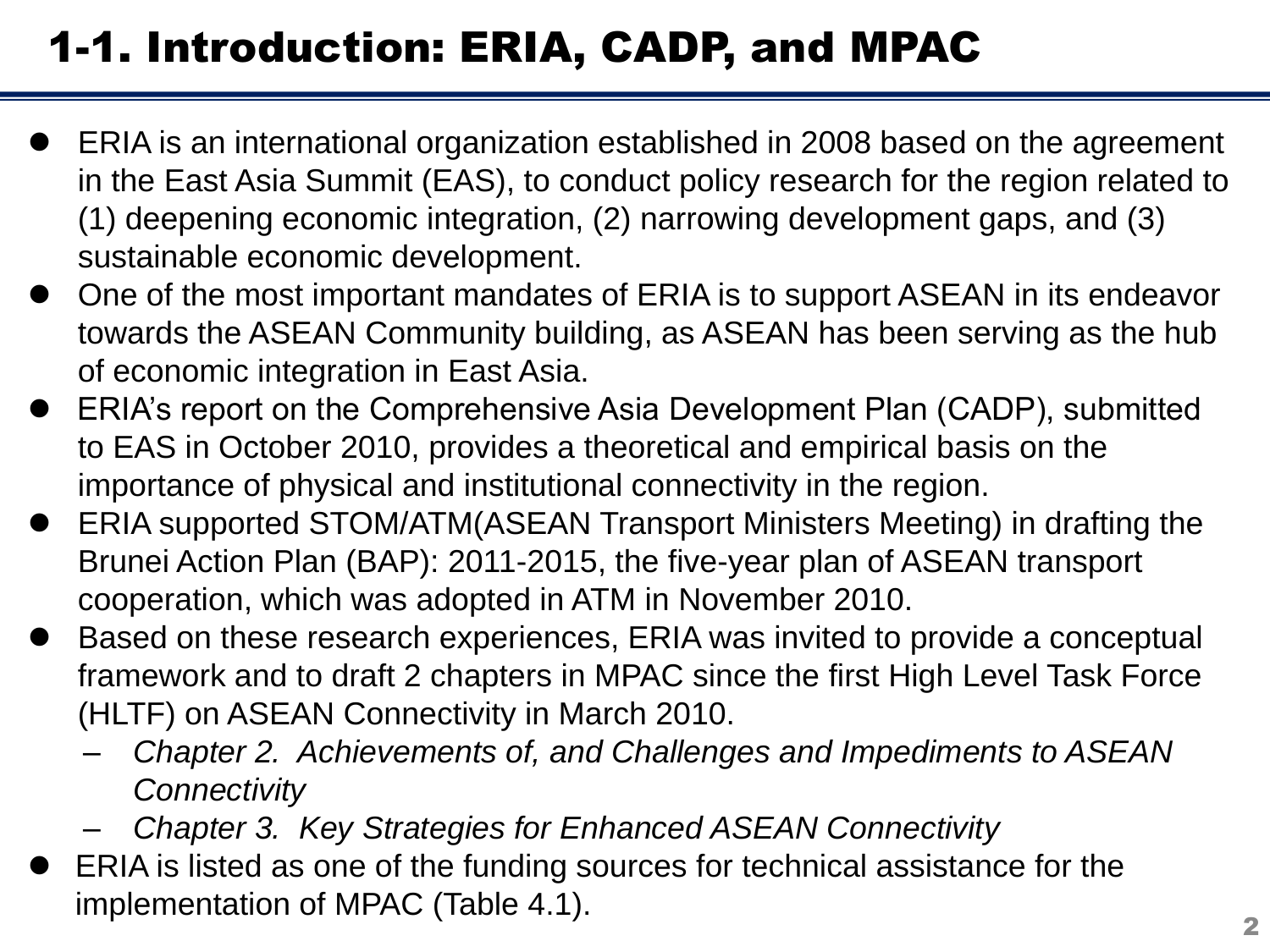# 1-1. Introduction: ERIA, CADP, and MPAC

- ERIA is an international organization established in 2008 based on the agreement in the East Asia Summit (EAS), to conduct policy research for the region related to (1) deepening economic integration, (2) narrowing development gaps, and (3) sustainable economic development.
- One of the most important mandates of ERIA is to support ASEAN in its endeavor towards the ASEAN Community building, as ASEAN has been serving as the hub of economic integration in East Asia.
- ERIA's report on the Comprehensive Asia Development Plan (CADP), submitted to EAS in October 2010, provides a theoretical and empirical basis on the importance of physical and institutional connectivity in the region.
- ERIA supported STOM/ATM(ASEAN Transport Ministers Meeting) in drafting the Brunei Action Plan (BAP): 2011-2015, the five-year plan of ASEAN transport cooperation, which was adopted in ATM in November 2010.
- Based on these research experiences, ERIA was invited to provide a conceptual framework and to draft 2 chapters in MPAC since the first High Level Task Force (HLTF) on ASEAN Connectivity in March 2010.
  - *Chapter 2. Achievements of, and Challenges and Impediments to ASEAN Connectivity*
  - *Chapter 3. Key Strategies for Enhanced ASEAN Connectivity*
- ERIA is listed as one of the funding sources for technical assistance for the implementation of MPAC (Table 4.1).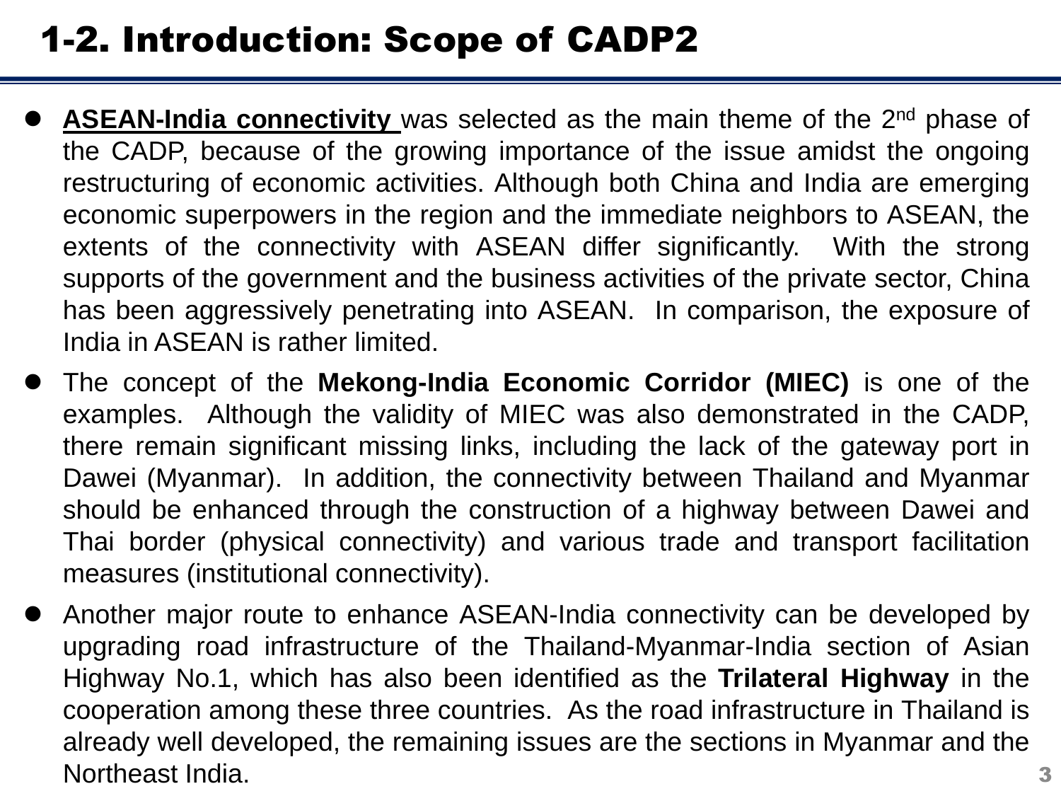# 1-2. Introduction: Scope of CADP2

- **ASEAN-India connectivity** was selected as the main theme of the 2nd phase of the CADP, because of the growing importance of the issue amidst the ongoing restructuring of economic activities. Although both China and India are emerging economic superpowers in the region and the immediate neighbors to ASEAN, the extents of the connectivity with ASEAN differ significantly. With the strong supports of the government and the business activities of the private sector, China has been aggressively penetrating into ASEAN. In comparison, the exposure of India in ASEAN is rather limited.
- The concept of the **Mekong-India Economic Corridor (MIEC)** is one of the examples. Although the validity of MIEC was also demonstrated in the CADP, there remain significant missing links, including the lack of the gateway port in Dawei (Myanmar). In addition, the connectivity between Thailand and Myanmar should be enhanced through the construction of a highway between Dawei and Thai border (physical connectivity) and various trade and transport facilitation measures (institutional connectivity).
- Another major route to enhance ASEAN-India connectivity can be developed by upgrading road infrastructure of the Thailand-Myanmar-India section of Asian Highway No.1, which has also been identified as the **Trilateral Highway** in the cooperation among these three countries. As the road infrastructure in Thailand is already well developed, the remaining issues are the sections in Myanmar and the Northeast India.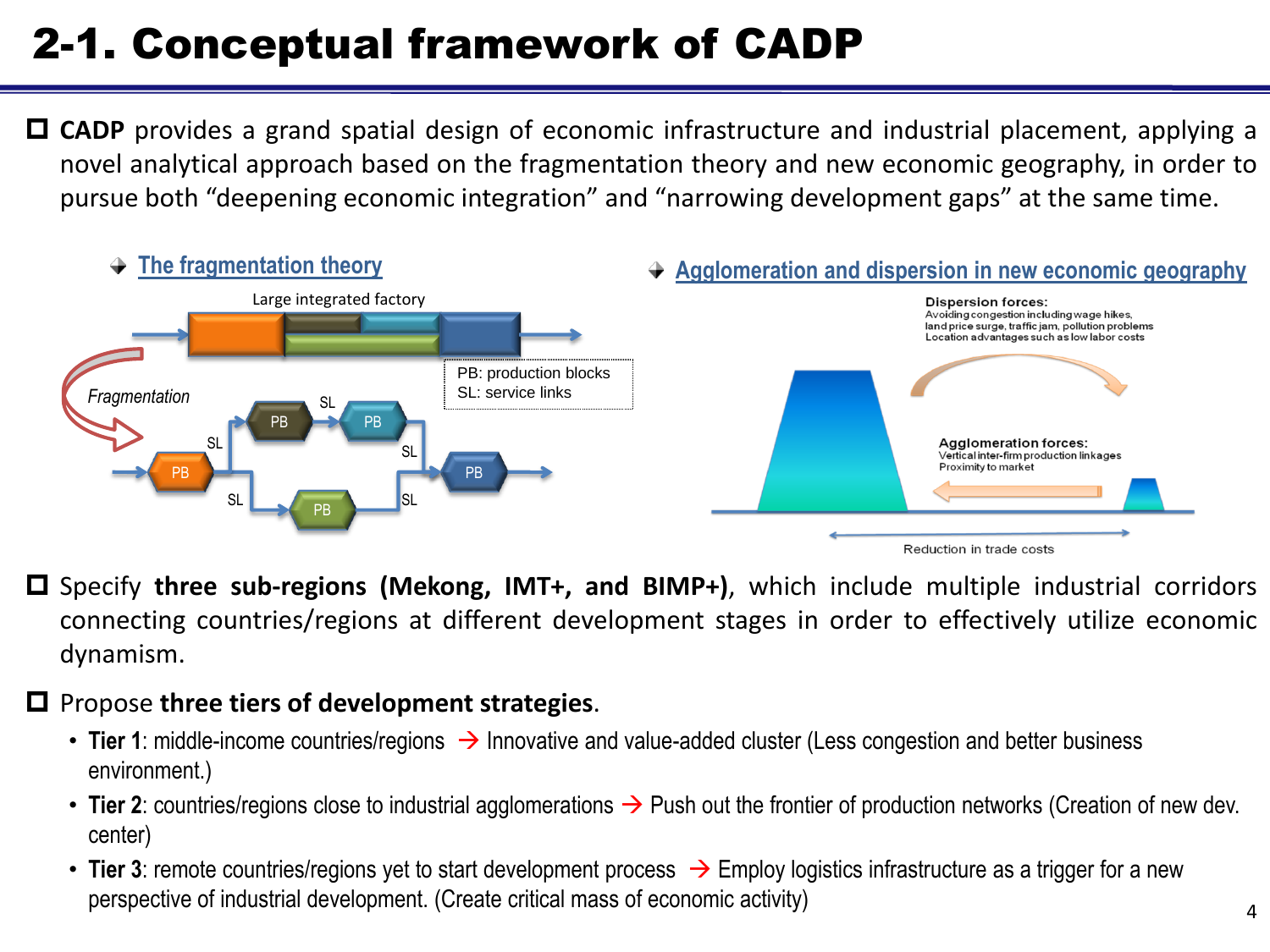# 2-1. Conceptual framework of CADP

- **CADP** provides a grand spatial design of economic infrastructure and industrial placement, applying a novel analytical approach based on the fragmentation theory and new economic geography, in order to pursue both "deepening economic integration" and "narrowing development gaps" at the same time.

**The fragmentation theory**

Large integrated factory

*Fragmentation*

PB: production blocks
SL: service links

**Agglomeration and dispersion in new economic geography**

**Dispersion forces:**
Avoiding congestion including wage hikes, land price surge, traffic jam, pollution problems
Location advantages such as low labor costs

**Agglomeration forces:**
Vertical inter-firm production linkages
Proximity to market

Reduction in trade costs

- Specify **three sub-regions (Mekong, IMT+, and BIMP+)**, which include multiple industrial corridors connecting countries/regions at different development stages in order to effectively utilize economic dynamism.

- Propose **three tiers of development strategies**.
  - **Tier 1**: middle-income countries/regions → Innovative and value-added cluster (Less congestion and better business environment.)
  - **Tier 2**: countries/regions close to industrial agglomerations → Push out the frontier of production networks (Creation of new dev. center)
  - **Tier 3**: remote countries/regions yet to start development process → Employ logistics infrastructure as a trigger for a new perspective of industrial development. (Create critical mass of economic activity)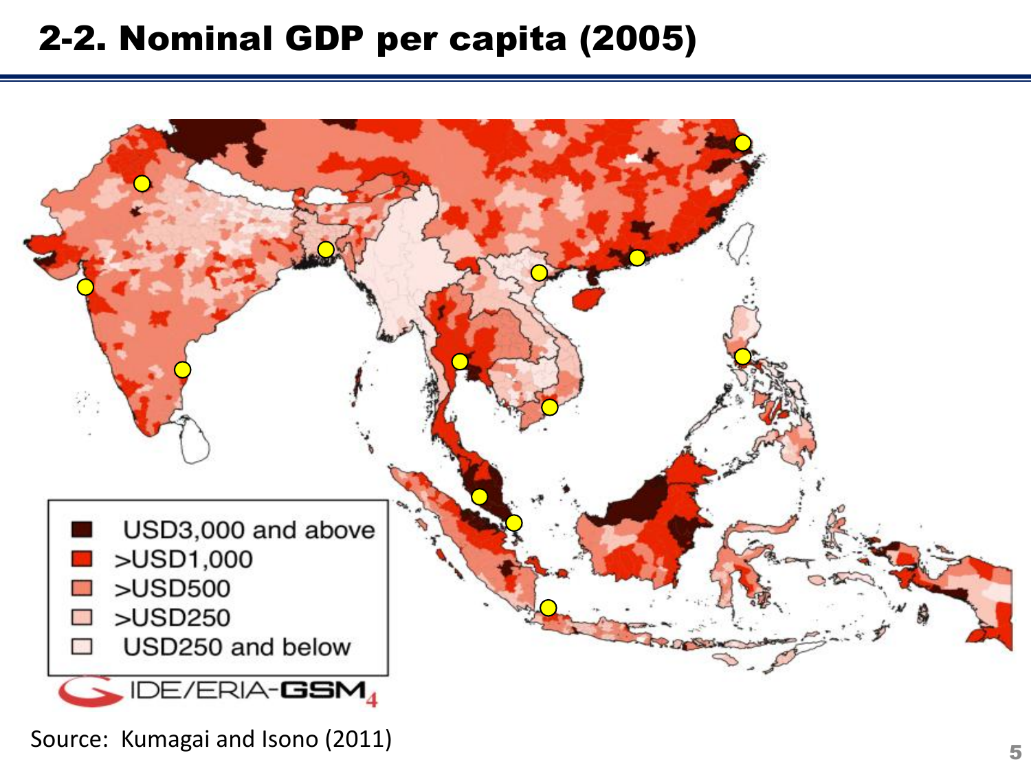## 2-2. Nominal GDP per capita (2005)

- USD3,000 and above
- >USD1,000
- >USD500
- >USD250
- USD250 and below

IDE/ERIA-GSM4

Source: Kumagai and Isono (2011)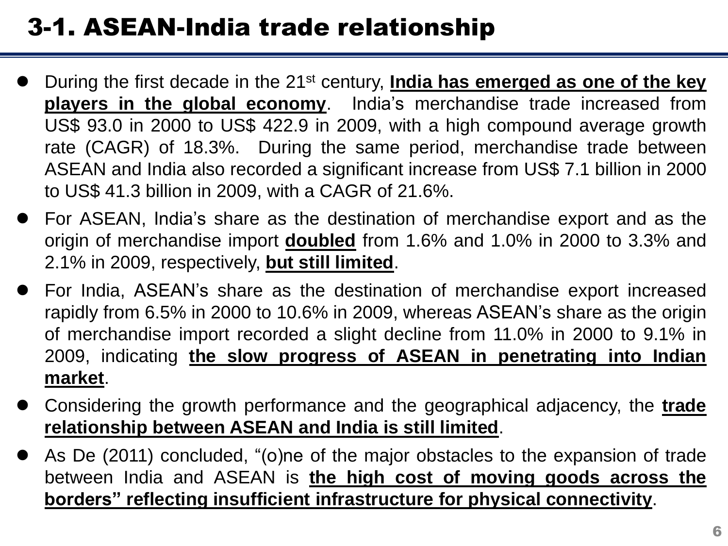# 3-1. ASEAN-India trade relationship

- During the first decade in the 21st century, **India has emerged as one of the key players in the global economy**. India's merchandise trade increased from US$ 93.0 in 2000 to US$ 422.9 in 2009, with a high compound average growth rate (CAGR) of 18.3%. During the same period, merchandise trade between ASEAN and India also recorded a significant increase from US$ 7.1 billion in 2000 to US$ 41.3 billion in 2009, with a CAGR of 21.6%.
- For ASEAN, India's share as the destination of merchandise export and as the origin of merchandise import **doubled** from 1.6% and 1.0% in 2000 to 3.3% and 2.1% in 2009, respectively, **but still limited**.
- For India, ASEAN's share as the destination of merchandise export increased rapidly from 6.5% in 2000 to 10.6% in 2009, whereas ASEAN's share as the origin of merchandise import recorded a slight decline from 11.0% in 2000 to 9.1% in 2009, indicating **the slow progress of ASEAN in penetrating into Indian market**.
- Considering the growth performance and the geographical adjacency, the **trade relationship between ASEAN and India is still limited**.
- As De (2011) concluded, "(o)ne of the major obstacles to the expansion of trade between India and ASEAN is **the high cost of moving goods across the borders" reflecting insufficient infrastructure for physical connectivity**.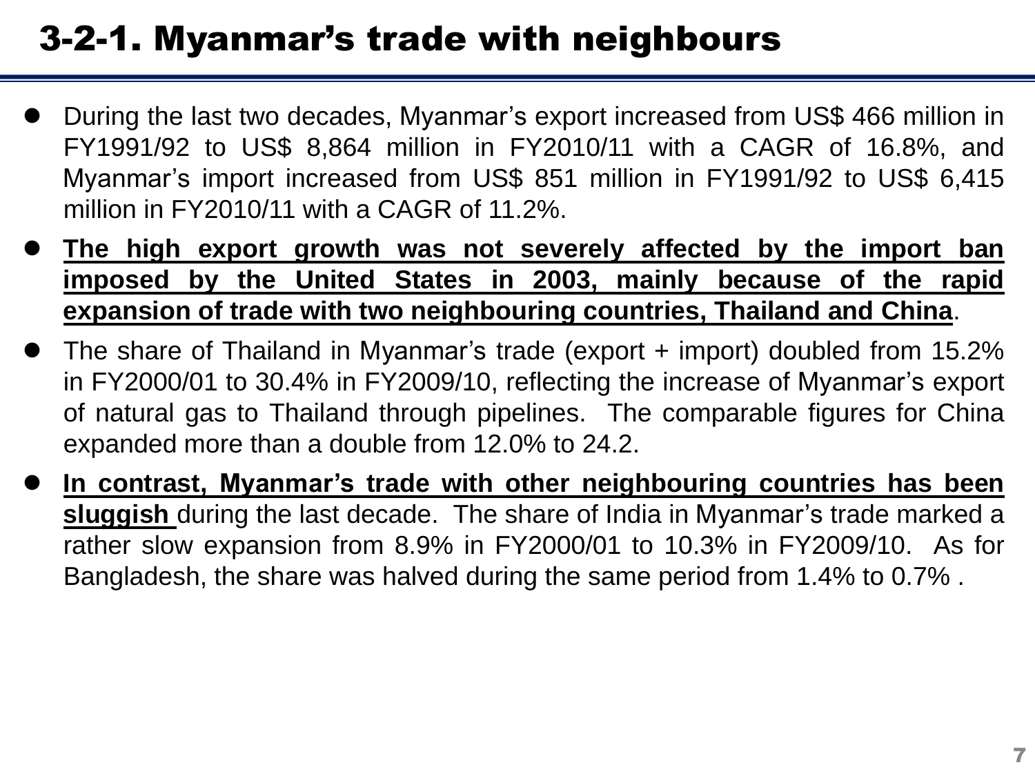# 3-2-1. Myanmar's trade with neighbours

- During the last two decades, Myanmar's export increased from US$ 466 million in FY1991/92 to US$ 8,864 million in FY2010/11 with a CAGR of 16.8%, and Myanmar's import increased from US$ 851 million in FY1991/92 to US$ 6,415 million in FY2010/11 with a CAGR of 11.2%.
- **The high export growth was not severely affected by the import ban imposed by the United States in 2003, mainly because of the rapid expansion of trade with two neighbouring countries, Thailand and China**.
- The share of Thailand in Myanmar's trade (export + import) doubled from 15.2% in FY2000/01 to 30.4% in FY2009/10, reflecting the increase of Myanmar's export of natural gas to Thailand through pipelines. The comparable figures for China expanded more than a double from 12.0% to 24.2.
- **In contrast, Myanmar's trade with other neighbouring countries has been sluggish** during the last decade. The share of India in Myanmar's trade marked a rather slow expansion from 8.9% in FY2000/01 to 10.3% in FY2009/10. As for Bangladesh, the share was halved during the same period from 1.4% to 0.7% .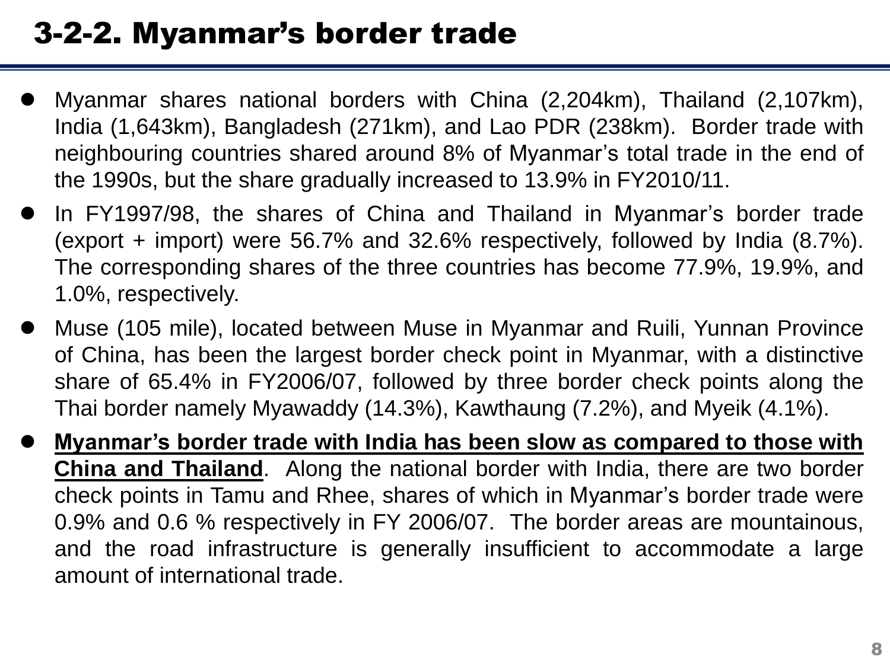# 3-2-2. Myanmar's border trade

- Myanmar shares national borders with China (2,204km), Thailand (2,107km), India (1,643km), Bangladesh (271km), and Lao PDR (238km). Border trade with neighbouring countries shared around 8% of Myanmar's total trade in the end of the 1990s, but the share gradually increased to 13.9% in FY2010/11.
- In FY1997/98, the shares of China and Thailand in Myanmar's border trade (export + import) were 56.7% and 32.6% respectively, followed by India (8.7%). The corresponding shares of the three countries has become 77.9%, 19.9%, and 1.0%, respectively.
- Muse (105 mile), located between Muse in Myanmar and Ruili, Yunnan Province of China, has been the largest border check point in Myanmar, with a distinctive share of 65.4% in FY2006/07, followed by three border check points along the Thai border namely Myawaddy (14.3%), Kawthaung (7.2%), and Myeik (4.1%).
- <u>**Myanmar's border trade with India has been slow as compared to those with China and Thailand**</u>. Along the national border with India, there are two border check points in Tamu and Rhee, shares of which in Myanmar's border trade were 0.9% and 0.6 % respectively in FY 2006/07. The border areas are mountainous, and the road infrastructure is generally insufficient to accommodate a large amount of international trade.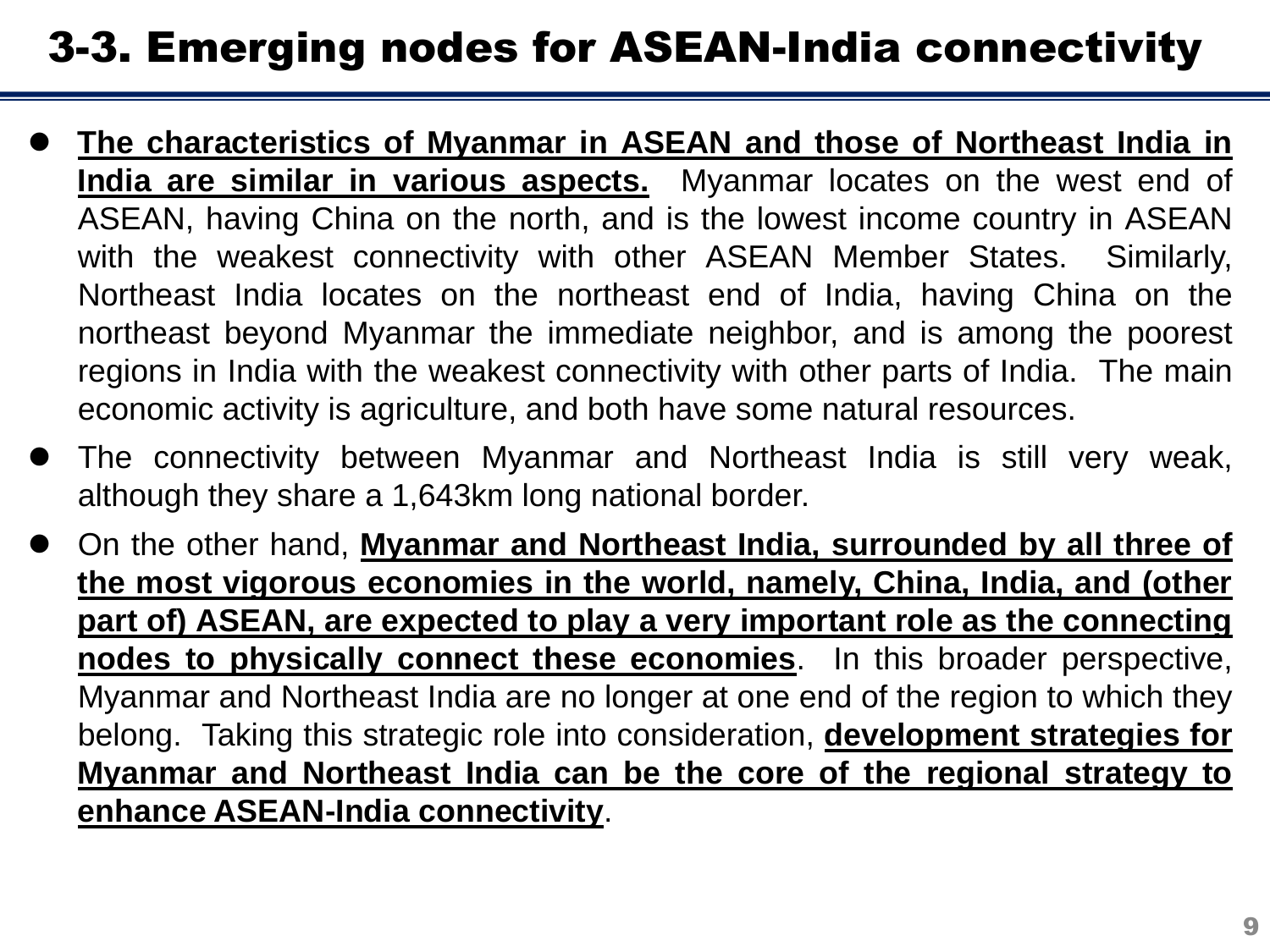# 3-3. Emerging nodes for ASEAN-India connectivity

- **The characteristics of Myanmar in ASEAN and those of Northeast India in India are similar in various aspects.** Myanmar locates on the west end of ASEAN, having China on the north, and is the lowest income country in ASEAN with the weakest connectivity with other ASEAN Member States. Similarly, Northeast India locates on the northeast end of India, having China on the northeast beyond Myanmar the immediate neighbor, and is among the poorest regions in India with the weakest connectivity with other parts of India. The main economic activity is agriculture, and both have some natural resources.
- The connectivity between Myanmar and Northeast India is still very weak, although they share a 1,643km long national border.
- On the other hand, **Myanmar and Northeast India, surrounded by all three of the most vigorous economies in the world, namely, China, India, and (other part of) ASEAN, are expected to play a very important role as the connecting nodes to physically connect these economies**. In this broader perspective, Myanmar and Northeast India are no longer at one end of the region to which they belong. Taking this strategic role into consideration, **development strategies for Myanmar and Northeast India can be the core of the regional strategy to enhance ASEAN-India connectivity**.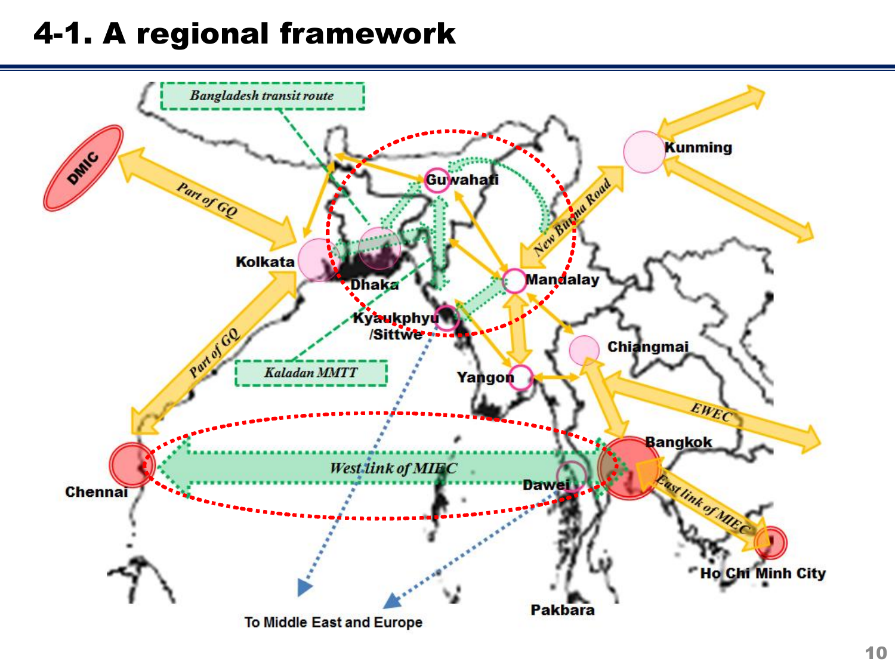# 4-1. A regional framework

Bangladesh transit route

DMIC

Part of GQ

Guwahati

Kunming

New Burma Road

Kolkata

Dhaka

Mandalay

Kyaukphyu /Sittwe

Chiangmai

Part of GQ

Kaladan MMTT

Yangon

EWEC

Bangkok

West link of MIEC

Chennai

Dawei

East link of MIEC

Ho Chi Minh City

Pakbara

To Middle East and Europe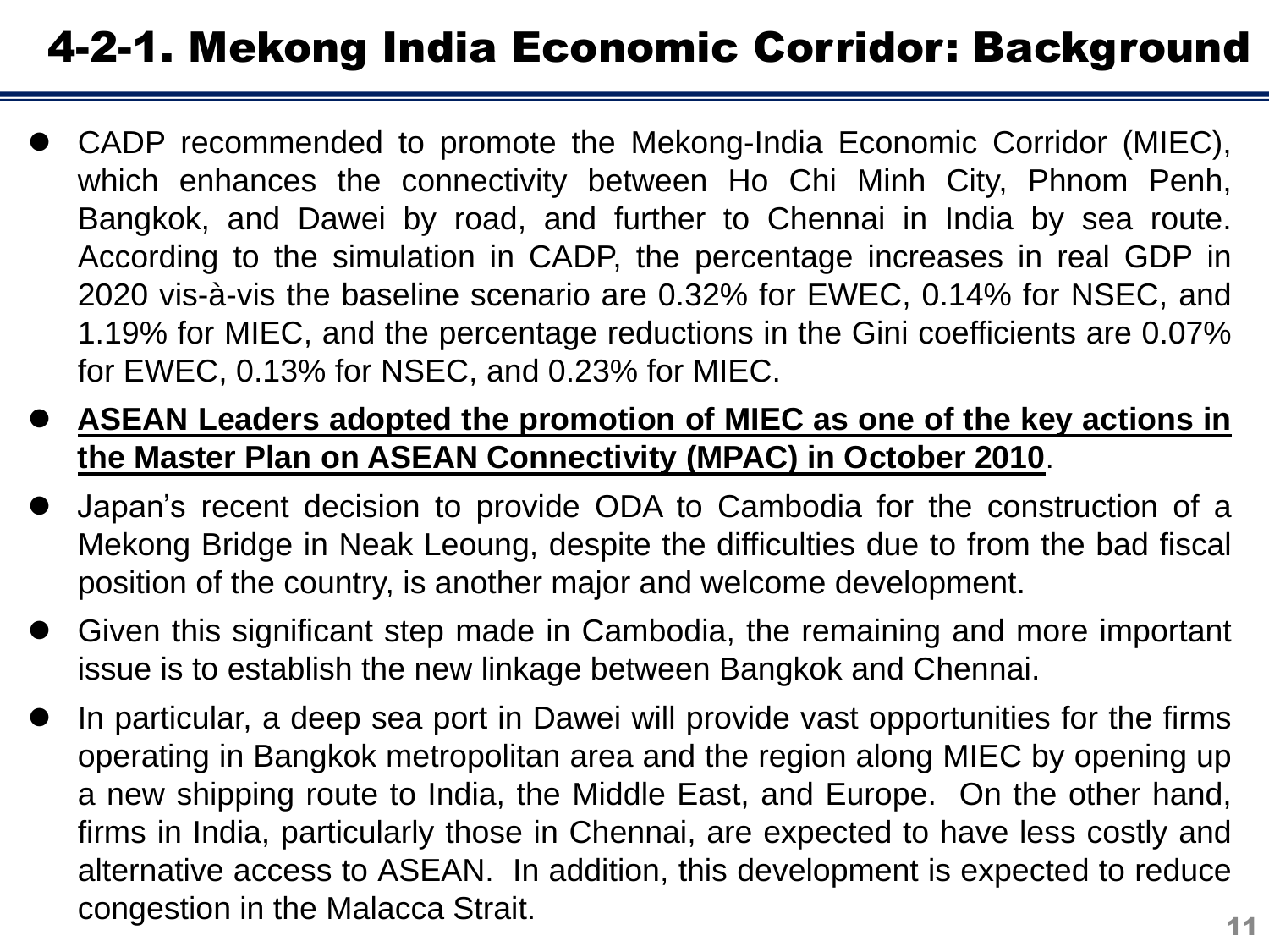# 4-2-1. Mekong India Economic Corridor: Background

- CADP recommended to promote the Mekong-India Economic Corridor (MIEC), which enhances the connectivity between Ho Chi Minh City, Phnom Penh, Bangkok, and Dawei by road, and further to Chennai in India by sea route. According to the simulation in CADP, the percentage increases in real GDP in 2020 vis-à-vis the baseline scenario are 0.32% for EWEC, 0.14% for NSEC, and 1.19% for MIEC, and the percentage reductions in the Gini coefficients are 0.07% for EWEC, 0.13% for NSEC, and 0.23% for MIEC.
- **ASEAN Leaders adopted the promotion of MIEC as one of the key actions in the Master Plan on ASEAN Connectivity (MPAC) in October 2010**.
- Japan's recent decision to provide ODA to Cambodia for the construction of a Mekong Bridge in Neak Leoung, despite the difficulties due to from the bad fiscal position of the country, is another major and welcome development.
- Given this significant step made in Cambodia, the remaining and more important issue is to establish the new linkage between Bangkok and Chennai.
- In particular, a deep sea port in Dawei will provide vast opportunities for the firms operating in Bangkok metropolitan area and the region along MIEC by opening up a new shipping route to India, the Middle East, and Europe. On the other hand, firms in India, particularly those in Chennai, are expected to have less costly and alternative access to ASEAN. In addition, this development is expected to reduce congestion in the Malacca Strait.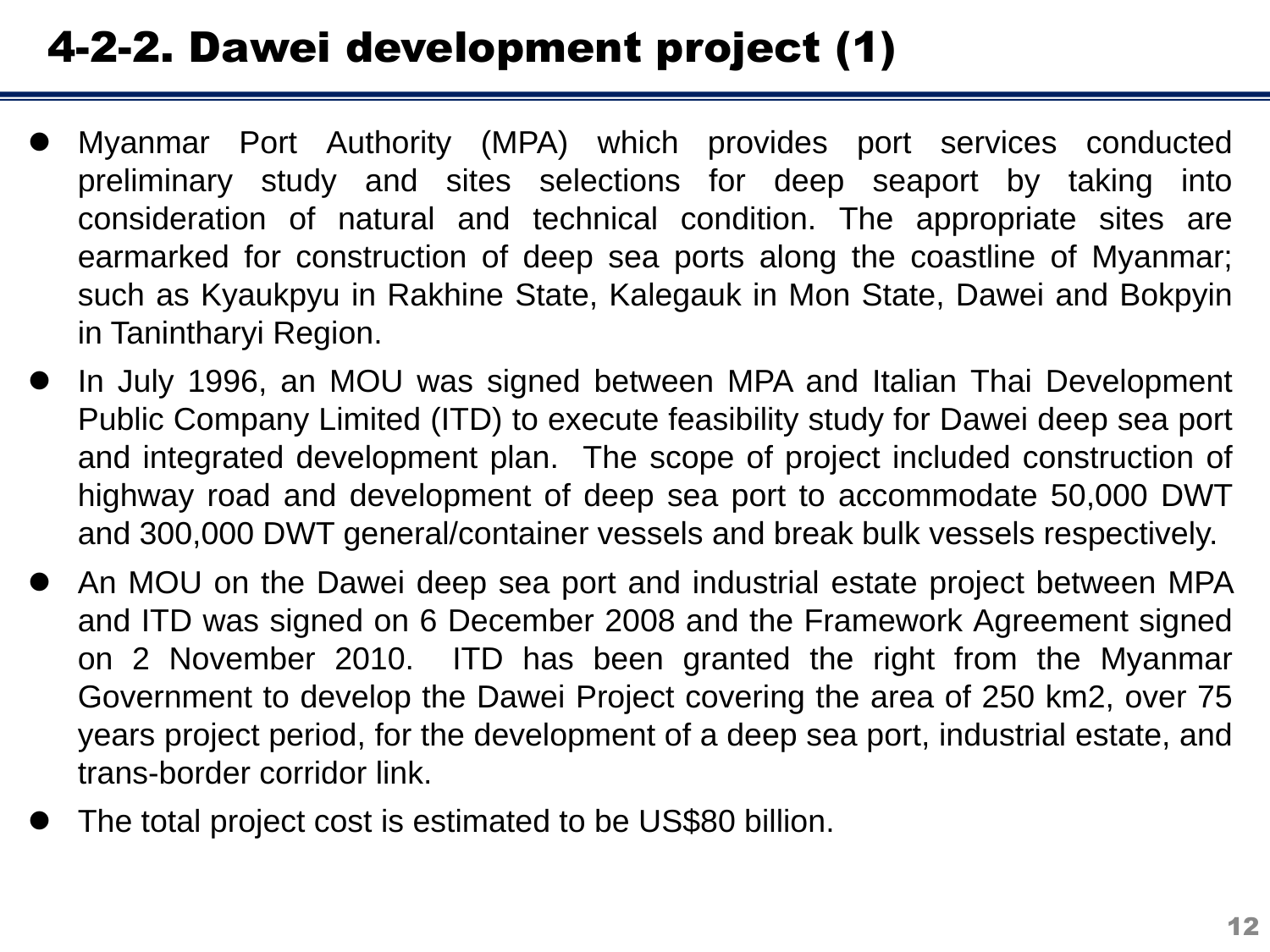# 4-2-2. Dawei development project (1)

- Myanmar Port Authority (MPA) which provides port services conducted preliminary study and sites selections for deep seaport by taking into consideration of natural and technical condition. The appropriate sites are earmarked for construction of deep sea ports along the coastline of Myanmar; such as Kyaukpyu in Rakhine State, Kalegauk in Mon State, Dawei and Bokpyin in Tanintharyi Region.
- In July 1996, an MOU was signed between MPA and Italian Thai Development Public Company Limited (ITD) to execute feasibility study for Dawei deep sea port and integrated development plan. The scope of project included construction of highway road and development of deep sea port to accommodate 50,000 DWT and 300,000 DWT general/container vessels and break bulk vessels respectively.
- An MOU on the Dawei deep sea port and industrial estate project between MPA and ITD was signed on 6 December 2008 and the Framework Agreement signed on 2 November 2010. ITD has been granted the right from the Myanmar Government to develop the Dawei Project covering the area of 250 km2, over 75 years project period, for the development of a deep sea port, industrial estate, and trans-border corridor link.
- The total project cost is estimated to be US$80 billion.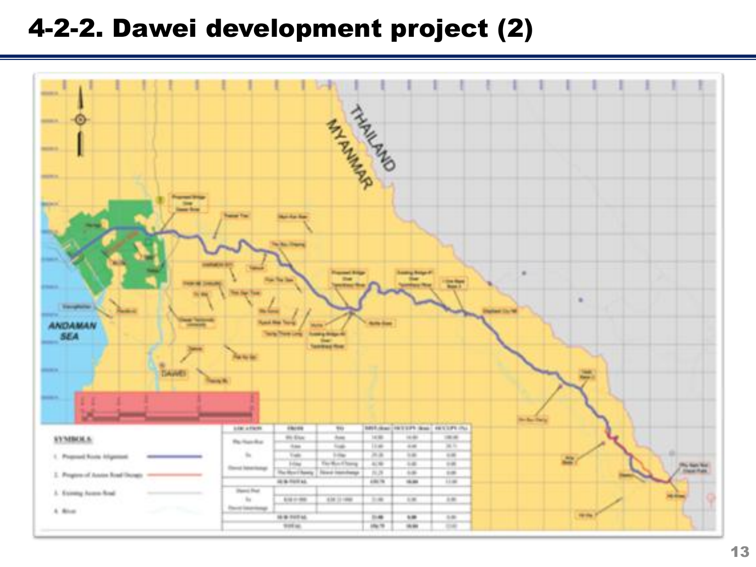# 4-2-2. Dawei development project (2)

THAILAND

MYANMAR

ANDAMAN SEA

DAWEI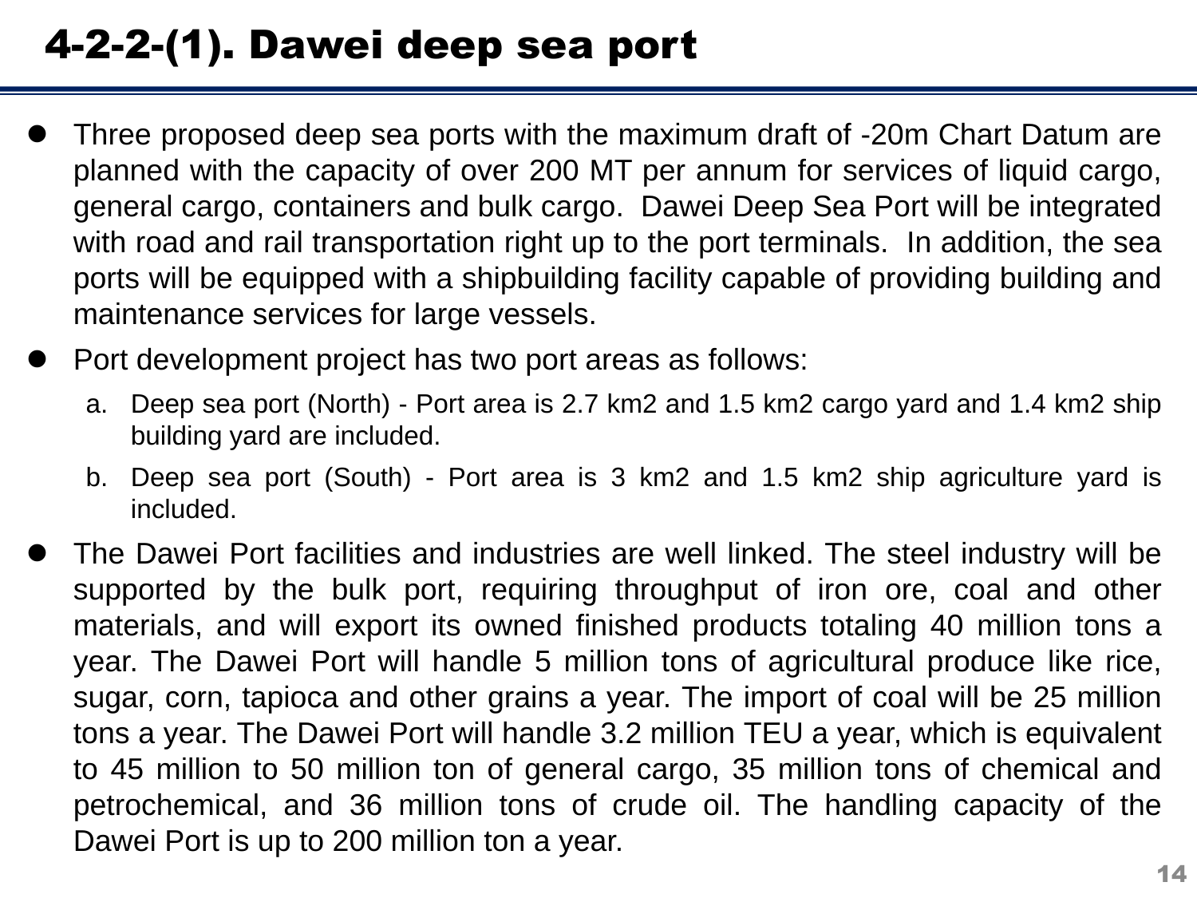# 4-2-2-(1). Dawei deep sea port

- Three proposed deep sea ports with the maximum draft of -20m Chart Datum are planned with the capacity of over 200 MT per annum for services of liquid cargo, general cargo, containers and bulk cargo. Dawei Deep Sea Port will be integrated with road and rail transportation right up to the port terminals. In addition, the sea ports will be equipped with a shipbuilding facility capable of providing building and maintenance services for large vessels.
- Port development project has two port areas as follows:
  a. Deep sea port (North) - Port area is 2.7 km2 and 1.5 km2 cargo yard and 1.4 km2 ship building yard are included.
  b. Deep sea port (South) - Port area is 3 km2 and 1.5 km2 ship agriculture yard is included.
- The Dawei Port facilities and industries are well linked. The steel industry will be supported by the bulk port, requiring throughput of iron ore, coal and other materials, and will export its owned finished products totaling 40 million tons a year. The Dawei Port will handle 5 million tons of agricultural produce like rice, sugar, corn, tapioca and other grains a year. The import of coal will be 25 million tons a year. The Dawei Port will handle 3.2 million TEU a year, which is equivalent to 45 million to 50 million ton of general cargo, 35 million tons of chemical and petrochemical, and 36 million tons of crude oil. The handling capacity of the Dawei Port is up to 200 million ton a year.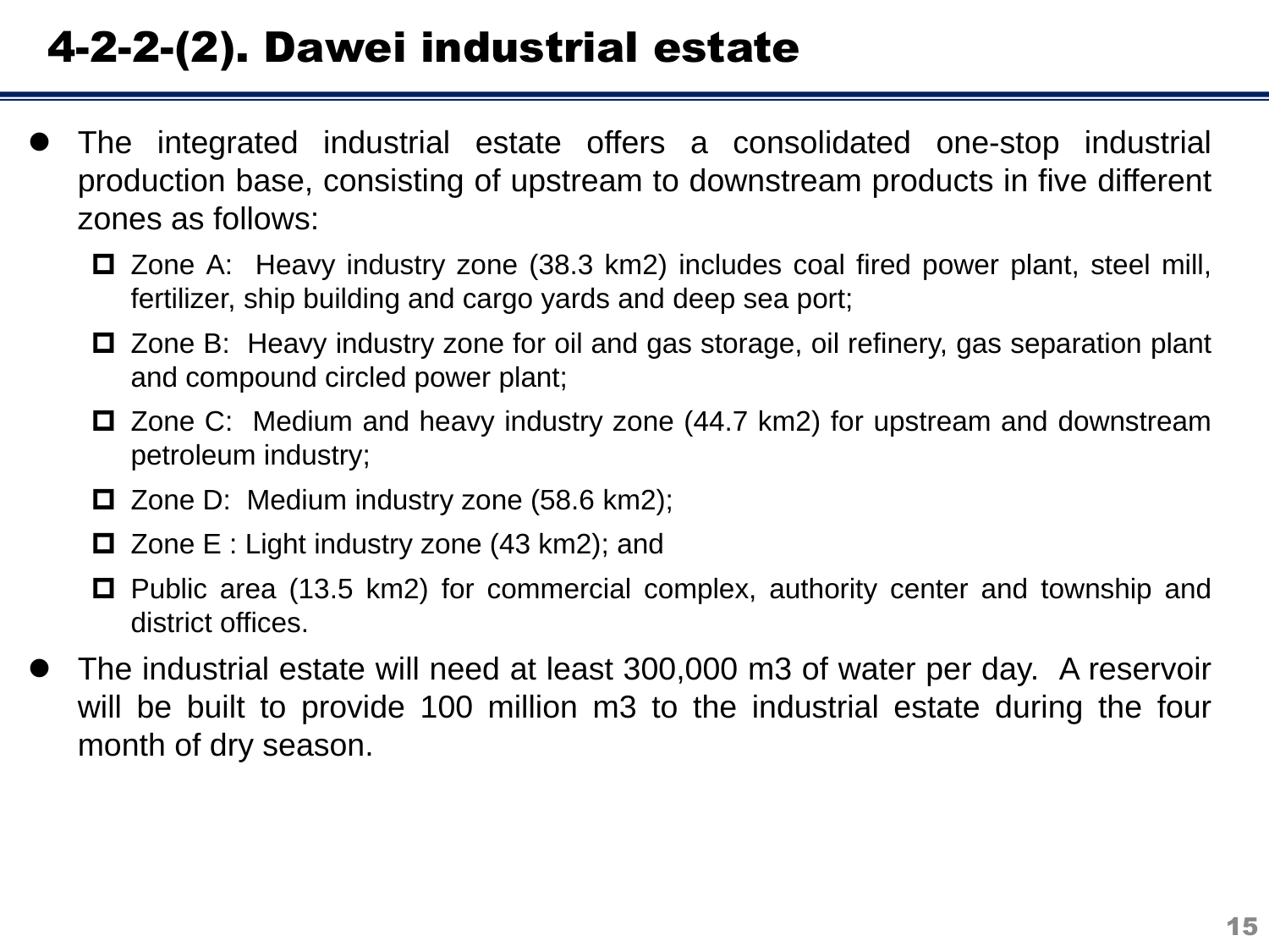# 4-2-2-(2). Dawei industrial estate

- The integrated industrial estate offers a consolidated one-stop industrial production base, consisting of upstream to downstream products in five different zones as follows:
  - Zone A: Heavy industry zone (38.3 km2) includes coal fired power plant, steel mill, fertilizer, ship building and cargo yards and deep sea port;
  - Zone B: Heavy industry zone for oil and gas storage, oil refinery, gas separation plant and compound circled power plant;
  - Zone C: Medium and heavy industry zone (44.7 km2) for upstream and downstream petroleum industry;
  - Zone D: Medium industry zone (58.6 km2);
  - Zone E : Light industry zone (43 km2); and
  - Public area (13.5 km2) for commercial complex, authority center and township and district offices.
- The industrial estate will need at least 300,000 m3 of water per day. A reservoir will be built to provide 100 million m3 to the industrial estate during the four month of dry season.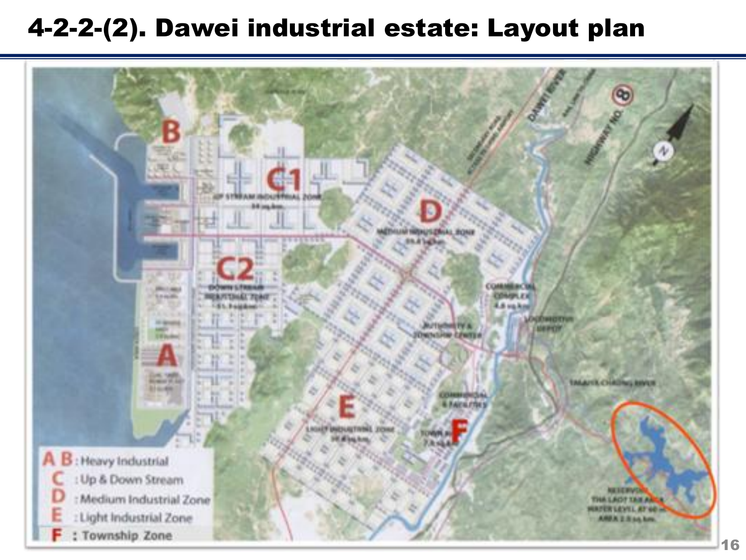# 4-2-2-(2). Dawei industrial estate: Layout plan

A B : Heavy Industrial

C : Up & Down Stream

D : Medium Industrial Zone

E : Light Industrial Zone

F : Township Zone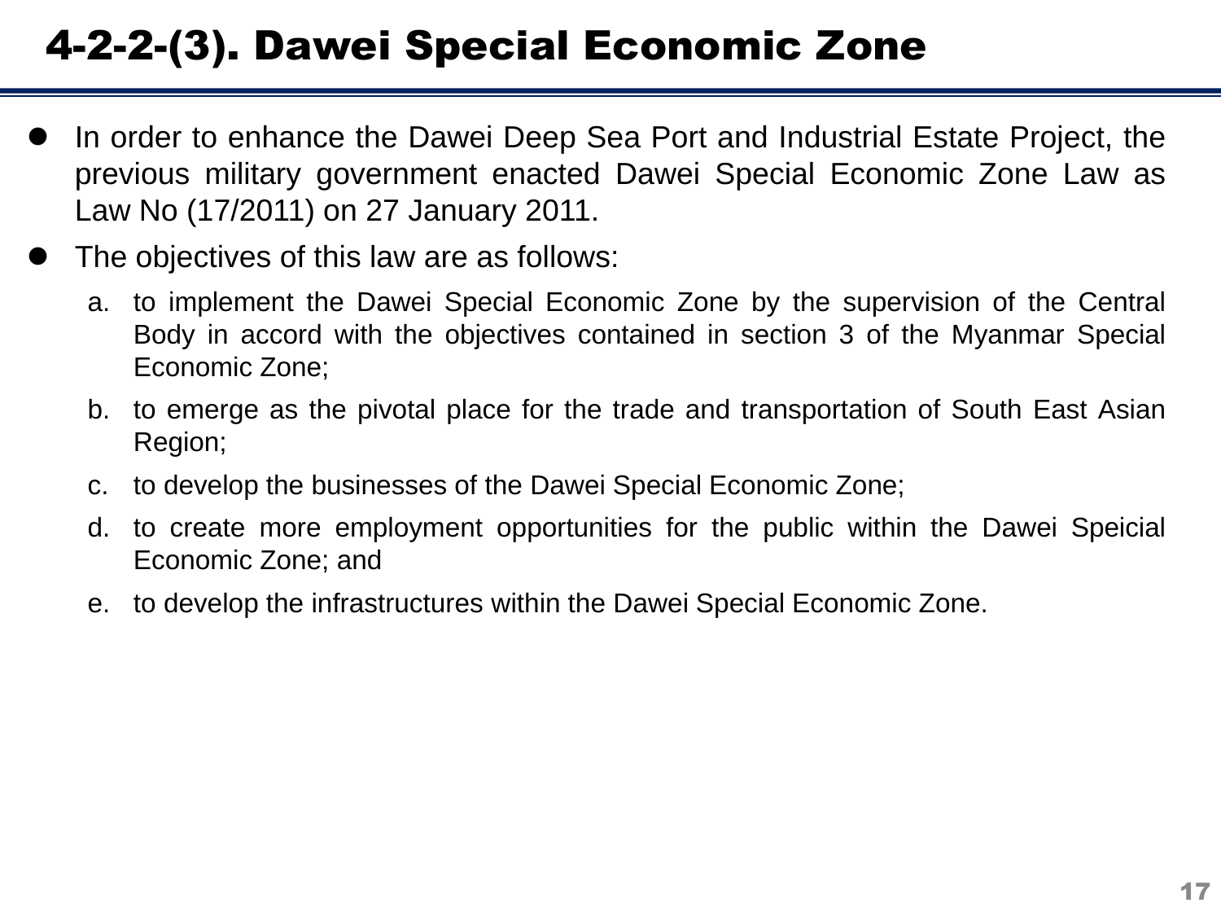# 4-2-2-(3). Dawei Special Economic Zone

- In order to enhance the Dawei Deep Sea Port and Industrial Estate Project, the previous military government enacted Dawei Special Economic Zone Law as Law No (17/2011) on 27 January 2011.
- The objectives of this law are as follows:
  a. to implement the Dawei Special Economic Zone by the supervision of the Central Body in accord with the objectives contained in section 3 of the Myanmar Special Economic Zone;
  b. to emerge as the pivotal place for the trade and transportation of South East Asian Region;
  c. to develop the businesses of the Dawei Special Economic Zone;
  d. to create more employment opportunities for the public within the Dawei Speicial Economic Zone; and
  e. to develop the infrastructures within the Dawei Special Economic Zone.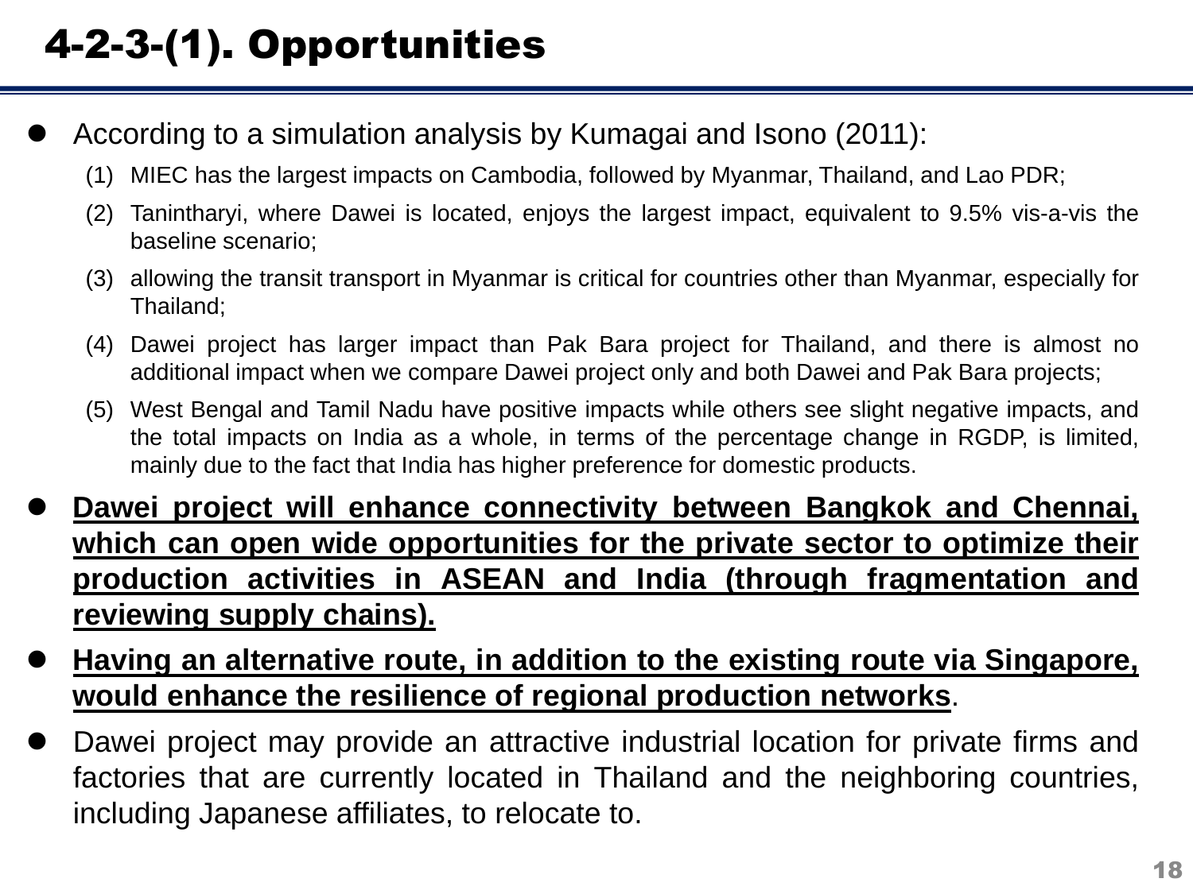# 4-2-3-(1). Opportunities

- According to a simulation analysis by Kumagai and Isono (2011):
  1. MIEC has the largest impacts on Cambodia, followed by Myanmar, Thailand, and Lao PDR;
  2. Tanintharyi, where Dawei is located, enjoys the largest impact, equivalent to 9.5% vis-a-vis the baseline scenario;
  3. allowing the transit transport in Myanmar is critical for countries other than Myanmar, especially for Thailand;
  4. Dawei project has larger impact than Pak Bara project for Thailand, and there is almost no additional impact when we compare Dawei project only and both Dawei and Pak Bara projects;
  5. West Bengal and Tamil Nadu have positive impacts while others see slight negative impacts, and the total impacts on India as a whole, in terms of the percentage change in RGDP, is limited, mainly due to the fact that India has higher preference for domestic products.
- **<u>Dawei project will enhance connectivity between Bangkok and Chennai, which can open wide opportunities for the private sector to optimize their production activities in ASEAN and India (through fragmentation and reviewing supply chains).</u>**
- **<u>Having an alternative route, in addition to the existing route via Singapore, would enhance the resilience of regional production networks</u>**.
- Dawei project may provide an attractive industrial location for private firms and factories that are currently located in Thailand and the neighboring countries, including Japanese affiliates, to relocate to.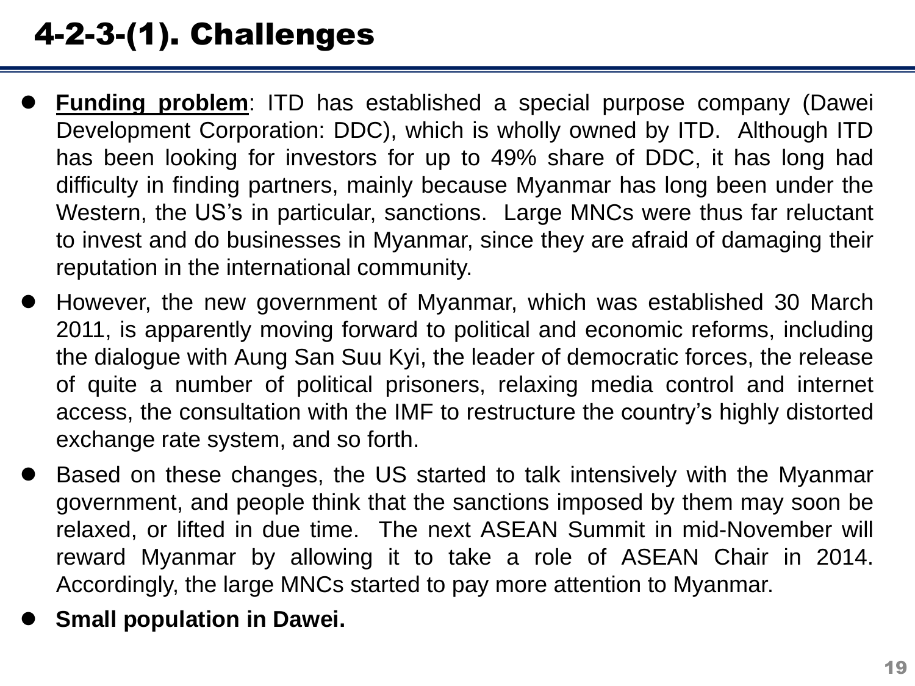# 4-2-3-(1). Challenges

- **Funding problem**: ITD has established a special purpose company (Dawei Development Corporation: DDC), which is wholly owned by ITD. Although ITD has been looking for investors for up to 49% share of DDC, it has long had difficulty in finding partners, mainly because Myanmar has long been under the Western, the US's in particular, sanctions. Large MNCs were thus far reluctant to invest and do businesses in Myanmar, since they are afraid of damaging their reputation in the international community.
- However, the new government of Myanmar, which was established 30 March 2011, is apparently moving forward to political and economic reforms, including the dialogue with Aung San Suu Kyi, the leader of democratic forces, the release of quite a number of political prisoners, relaxing media control and internet access, the consultation with the IMF to restructure the country's highly distorted exchange rate system, and so forth.
- Based on these changes, the US started to talk intensively with the Myanmar government, and people think that the sanctions imposed by them may soon be relaxed, or lifted in due time. The next ASEAN Summit in mid-November will reward Myanmar by allowing it to take a role of ASEAN Chair in 2014. Accordingly, the large MNCs started to pay more attention to Myanmar.
- **Small population in Dawei.**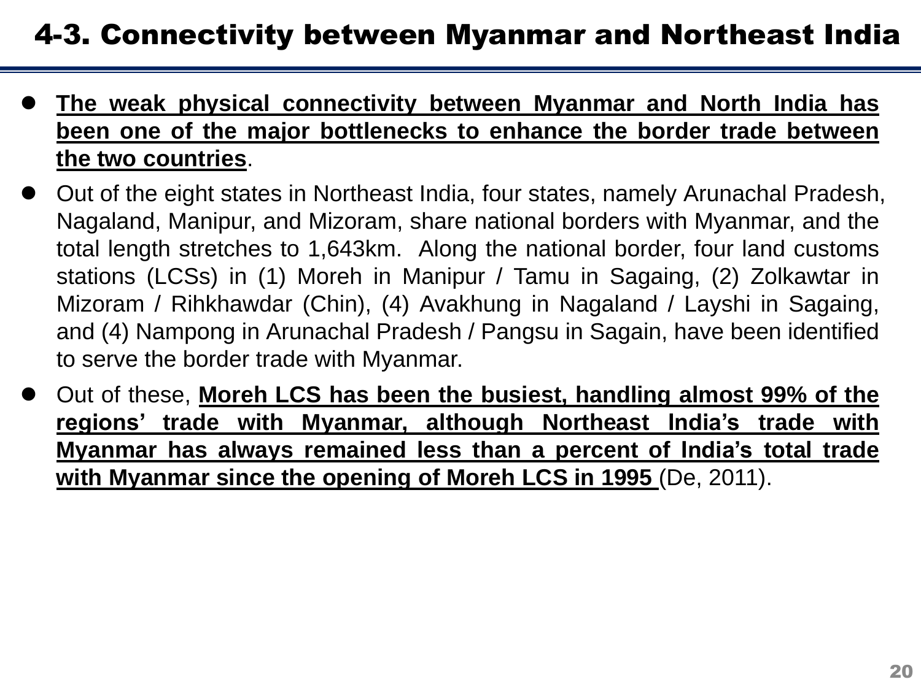# 4-3. Connectivity between Myanmar and Northeast India

- **The weak physical connectivity between Myanmar and North India has been one of the major bottlenecks to enhance the border trade between the two countries**.
- Out of the eight states in Northeast India, four states, namely Arunachal Pradesh, Nagaland, Manipur, and Mizoram, share national borders with Myanmar, and the total length stretches to 1,643km. Along the national border, four land customs stations (LCSs) in (1) Moreh in Manipur / Tamu in Sagaing, (2) Zolkawtar in Mizoram / Rihkhawdar (Chin), (4) Avakhung in Nagaland / Layshi in Sagaing, and (4) Nampong in Arunachal Pradesh / Pangsu in Sagain, have been identified to serve the border trade with Myanmar.
- Out of these, **Moreh LCS has been the busiest, handling almost 99% of the regions' trade with Myanmar, although Northeast India's trade with Myanmar has always remained less than a percent of India's total trade with Myanmar since the opening of Moreh LCS in 1995** (De, 2011).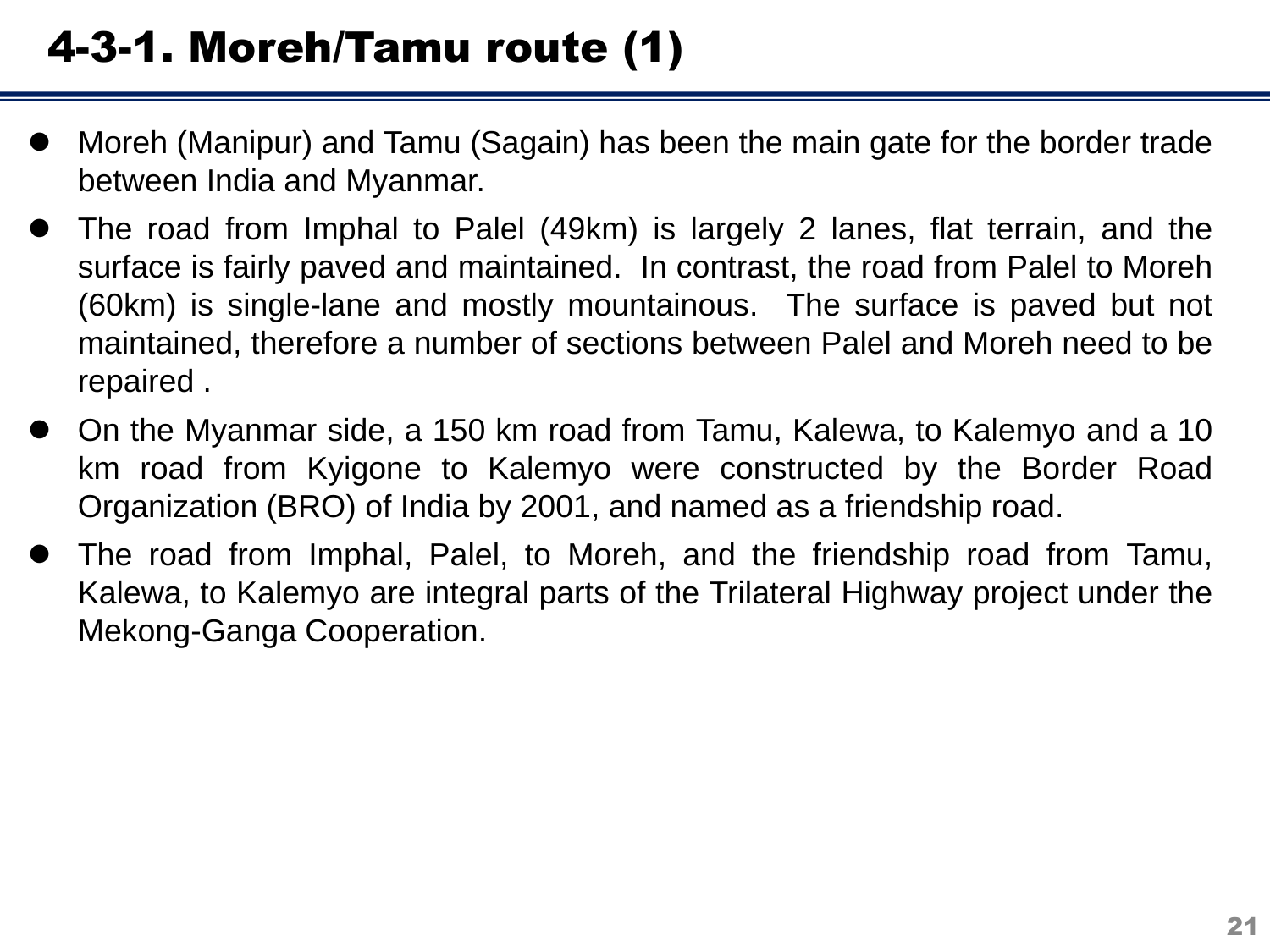# 4-3-1. Moreh/Tamu route (1)

- Moreh (Manipur) and Tamu (Sagain) has been the main gate for the border trade between India and Myanmar.
- The road from Imphal to Palel (49km) is largely 2 lanes, flat terrain, and the surface is fairly paved and maintained. In contrast, the road from Palel to Moreh (60km) is single-lane and mostly mountainous. The surface is paved but not maintained, therefore a number of sections between Palel and Moreh need to be repaired .
- On the Myanmar side, a 150 km road from Tamu, Kalewa, to Kalemyo and a 10 km road from Kyigone to Kalemyo were constructed by the Border Road Organization (BRO) of India by 2001, and named as a friendship road.
- The road from Imphal, Palel, to Moreh, and the friendship road from Tamu, Kalewa, to Kalemyo are integral parts of the Trilateral Highway project under the Mekong-Ganga Cooperation.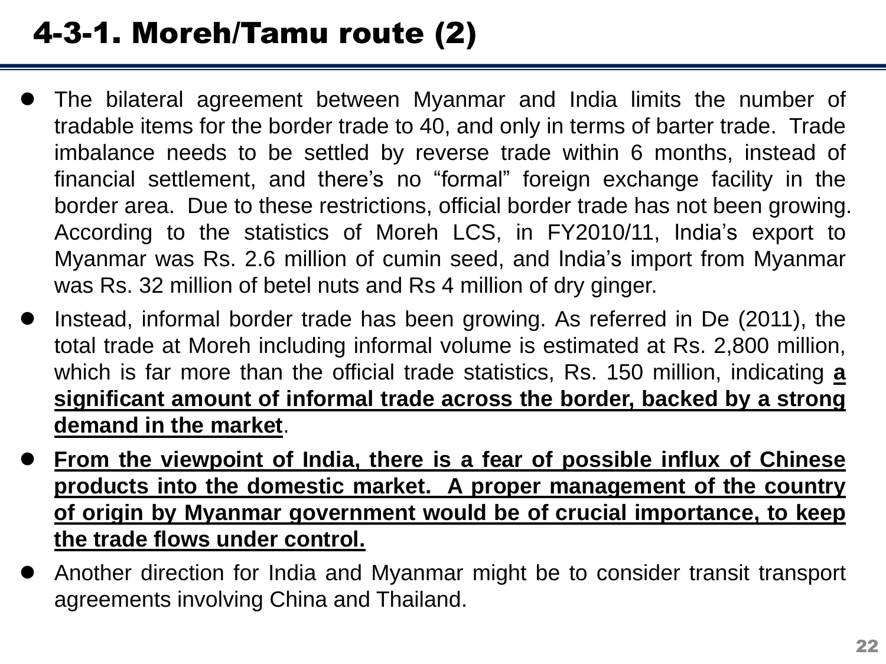# 4-3-1. Moreh/Tamu route (2)

- The bilateral agreement between Myanmar and India limits the number of tradable items for the border trade to 40, and only in terms of barter trade. Trade imbalance needs to be settled by reverse trade within 6 months, instead of financial settlement, and there's no "formal" foreign exchange facility in the border area. Due to these restrictions, official border trade has not been growing. According to the statistics of Moreh LCS, in FY2010/11, India's export to Myanmar was Rs. 2.6 million of cumin seed, and India's import from Myanmar was Rs. 32 million of betel nuts and Rs 4 million of dry ginger.
- Instead, informal border trade has been growing. As referred in De (2011), the total trade at Moreh including informal volume is estimated at Rs. 2,800 million, which is far more than the official trade statistics, Rs. 150 million, indicating **a significant amount of informal trade across the border, backed by a strong demand in the market**.
- **From the viewpoint of India, there is a fear of possible influx of Chinese products into the domestic market. A proper management of the country of origin by Myanmar government would be of crucial importance, to keep the trade flows under control.**
- Another direction for India and Myanmar might be to consider transit transport agreements involving China and Thailand.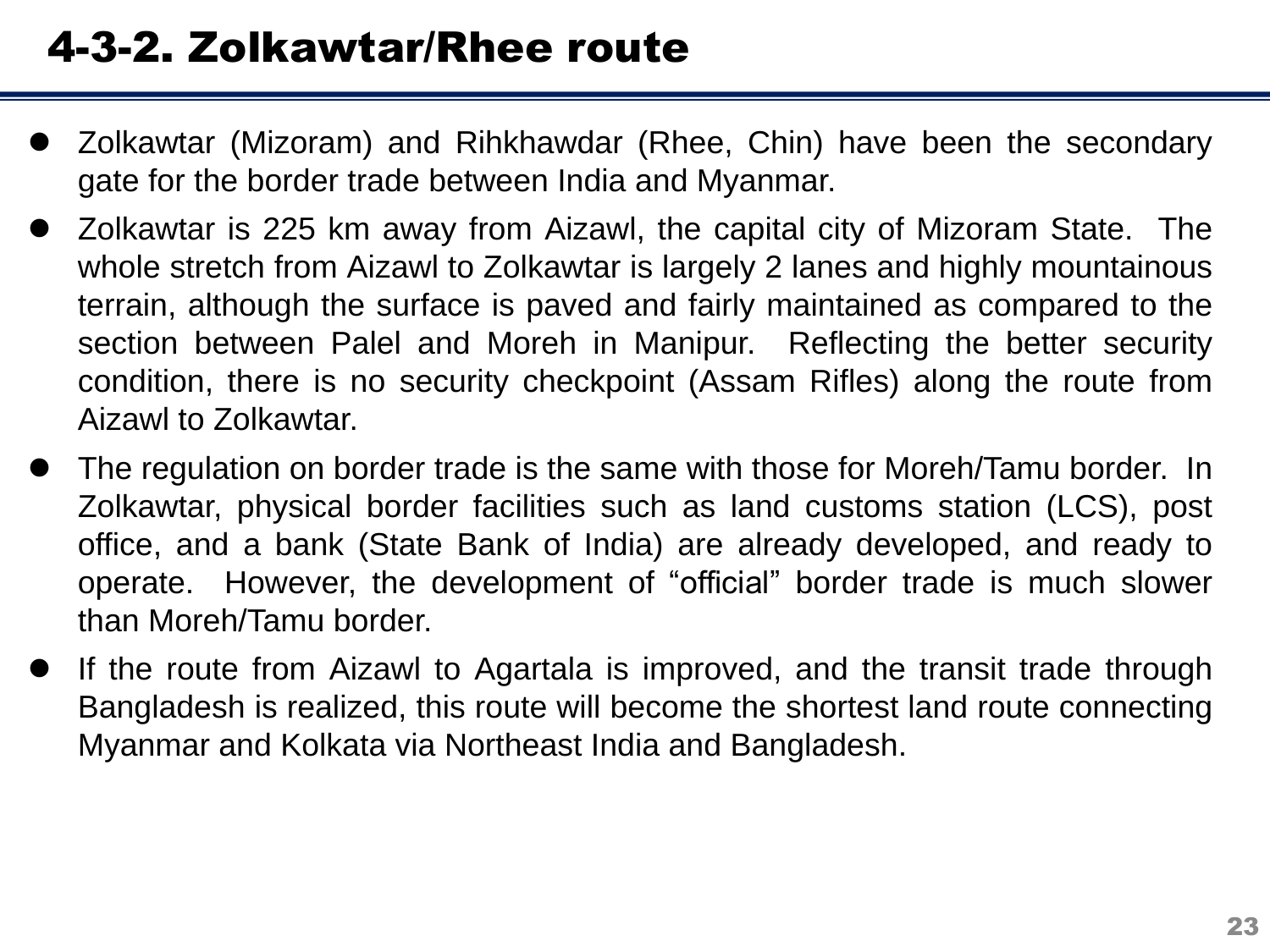# 4-3-2. Zolkawtar/Rhee route

- Zolkawtar (Mizoram) and Rihkhawdar (Rhee, Chin) have been the secondary gate for the border trade between India and Myanmar.
- Zolkawtar is 225 km away from Aizawl, the capital city of Mizoram State. The whole stretch from Aizawl to Zolkawtar is largely 2 lanes and highly mountainous terrain, although the surface is paved and fairly maintained as compared to the section between Palel and Moreh in Manipur. Reflecting the better security condition, there is no security checkpoint (Assam Rifles) along the route from Aizawl to Zolkawtar.
- The regulation on border trade is the same with those for Moreh/Tamu border. In Zolkawtar, physical border facilities such as land customs station (LCS), post office, and a bank (State Bank of India) are already developed, and ready to operate. However, the development of "official" border trade is much slower than Moreh/Tamu border.
- If the route from Aizawl to Agartala is improved, and the transit trade through Bangladesh is realized, this route will become the shortest land route connecting Myanmar and Kolkata via Northeast India and Bangladesh.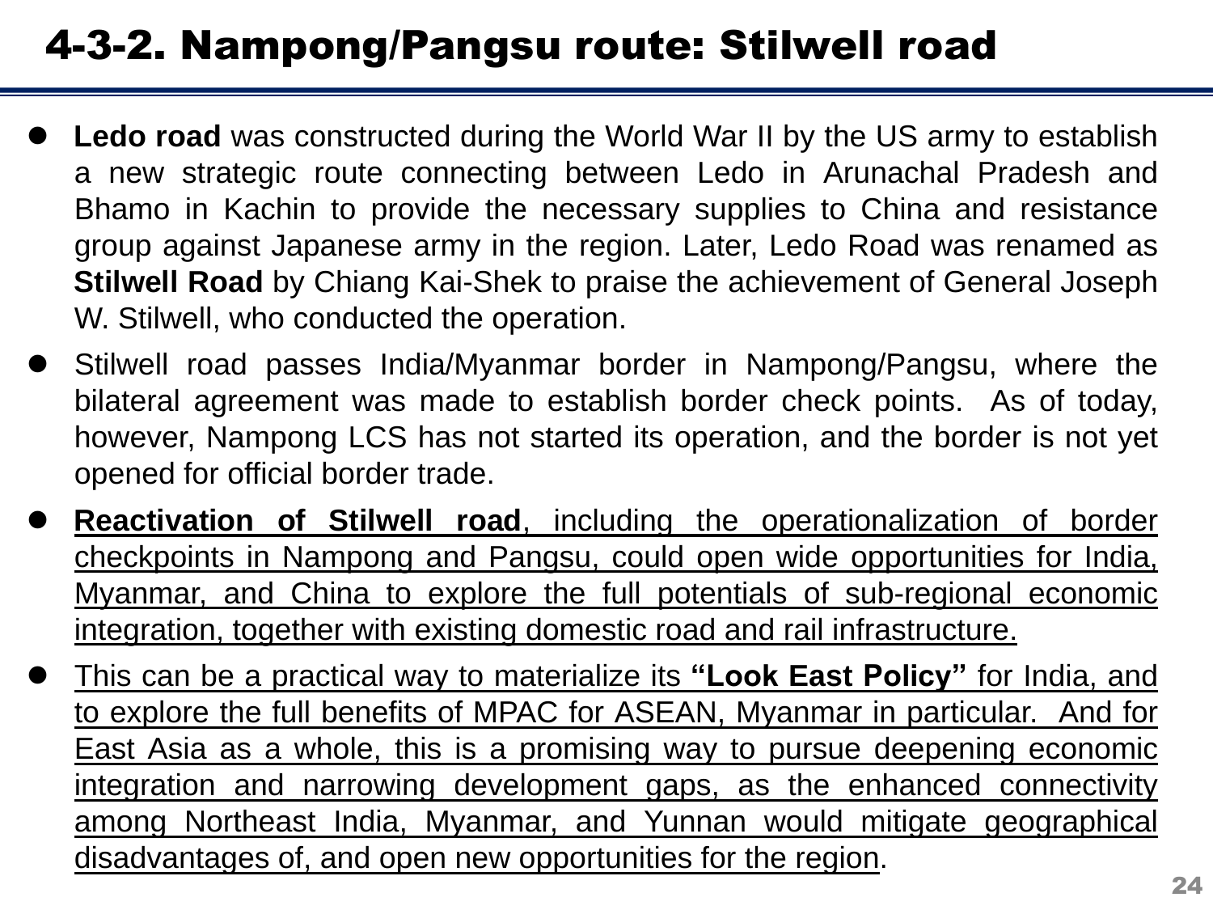# 4-3-2. Nampong/Pangsu route: Stilwell road

- **Ledo road** was constructed during the World War II by the US army to establish a new strategic route connecting between Ledo in Arunachal Pradesh and Bhamo in Kachin to provide the necessary supplies to China and resistance group against Japanese army in the region. Later, Ledo Road was renamed as **Stilwell Road** by Chiang Kai-Shek to praise the achievement of General Joseph W. Stilwell, who conducted the operation.
- Stilwell road passes India/Myanmar border in Nampong/Pangsu, where the bilateral agreement was made to establish border check points. As of today, however, Nampong LCS has not started its operation, and the border is not yet opened for official border trade.
- **Reactivation of Stilwell road**, including the operationalization of border checkpoints in Nampong and Pangsu, could open wide opportunities for India, Myanmar, and China to explore the full potentials of sub-regional economic integration, together with existing domestic road and rail infrastructure.
- This can be a practical way to materialize its **"Look East Policy"** for India, and to explore the full benefits of MPAC for ASEAN, Myanmar in particular. And for East Asia as a whole, this is a promising way to pursue deepening economic integration and narrowing development gaps, as the enhanced connectivity among Northeast India, Myanmar, and Yunnan would mitigate geographical disadvantages of, and open new opportunities for the region.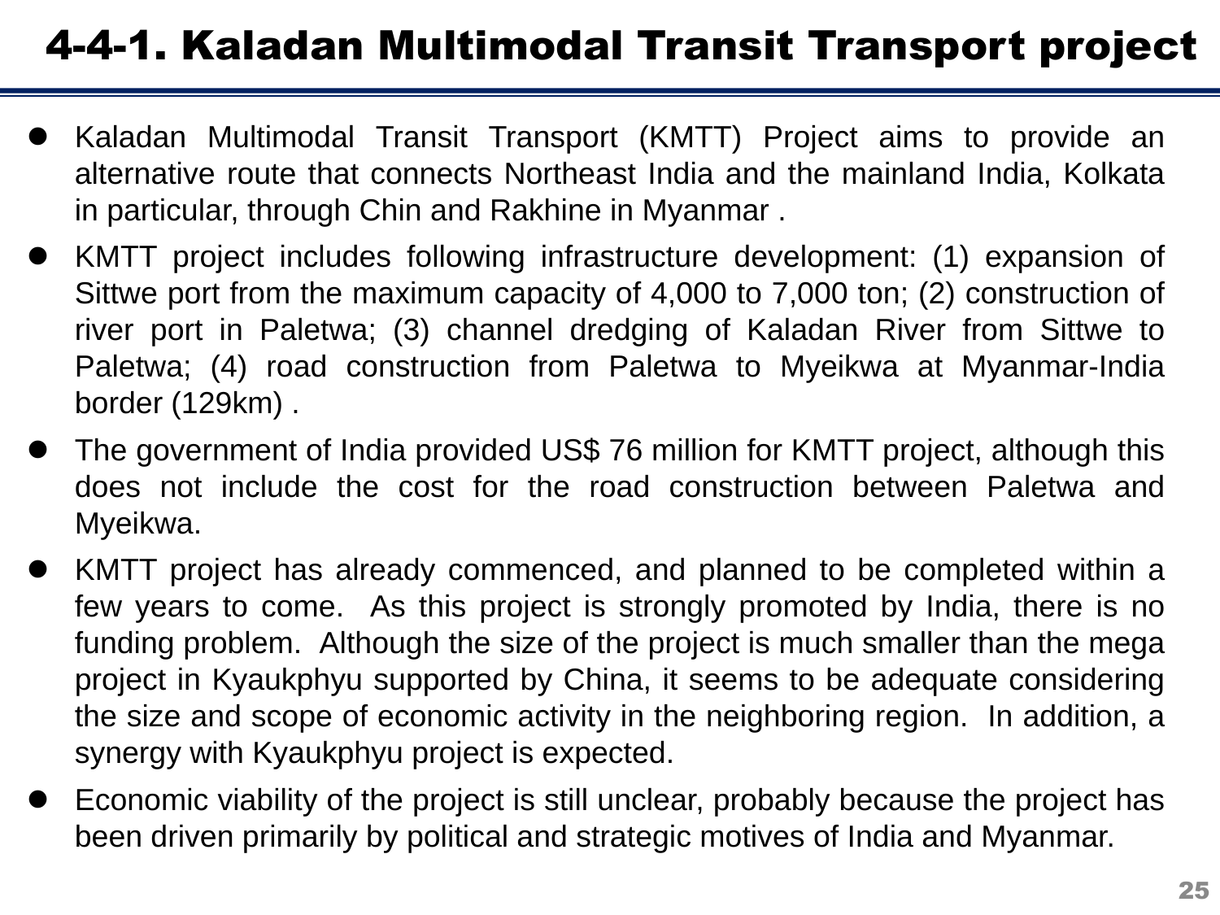# 4-4-1. Kaladan Multimodal Transit Transport project

- Kaladan Multimodal Transit Transport (KMTT) Project aims to provide an alternative route that connects Northeast India and the mainland India, Kolkata in particular, through Chin and Rakhine in Myanmar .
- KMTT project includes following infrastructure development: (1) expansion of Sittwe port from the maximum capacity of 4,000 to 7,000 ton; (2) construction of river port in Paletwa; (3) channel dredging of Kaladan River from Sittwe to Paletwa; (4) road construction from Paletwa to Myeikwa at Myanmar-India border (129km) .
- The government of India provided US$ 76 million for KMTT project, although this does not include the cost for the road construction between Paletwa and Myeikwa.
- KMTT project has already commenced, and planned to be completed within a few years to come. As this project is strongly promoted by India, there is no funding problem. Although the size of the project is much smaller than the mega project in Kyaukphyu supported by China, it seems to be adequate considering the size and scope of economic activity in the neighboring region. In addition, a synergy with Kyaukphyu project is expected.
- Economic viability of the project is still unclear, probably because the project has been driven primarily by political and strategic motives of India and Myanmar.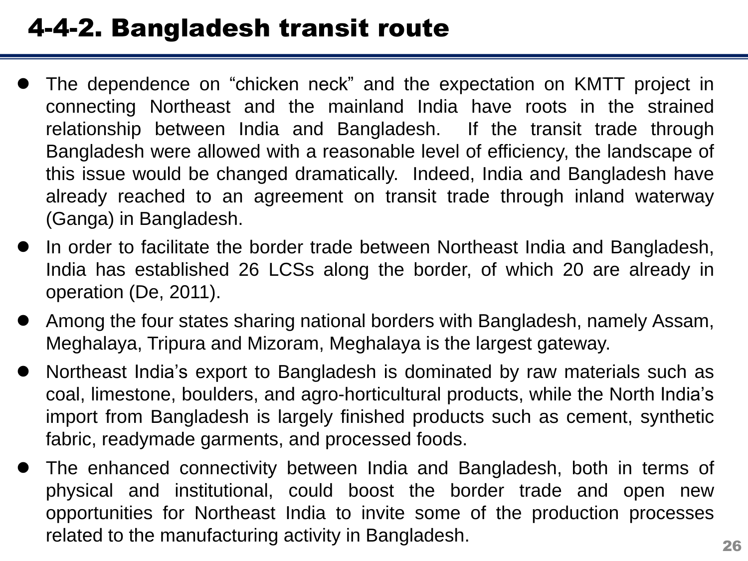## 4-4-2. Bangladesh transit route

- The dependence on "chicken neck" and the expectation on KMTT project in connecting Northeast and the mainland India have roots in the strained relationship between India and Bangladesh. If the transit trade through Bangladesh were allowed with a reasonable level of efficiency, the landscape of this issue would be changed dramatically. Indeed, India and Bangladesh have already reached to an agreement on transit trade through inland waterway (Ganga) in Bangladesh.
- In order to facilitate the border trade between Northeast India and Bangladesh, India has established 26 LCSs along the border, of which 20 are already in operation (De, 2011).
- Among the four states sharing national borders with Bangladesh, namely Assam, Meghalaya, Tripura and Mizoram, Meghalaya is the largest gateway.
- Northeast India's export to Bangladesh is dominated by raw materials such as coal, limestone, boulders, and agro-horticultural products, while the North India's import from Bangladesh is largely finished products such as cement, synthetic fabric, readymade garments, and processed foods.
- The enhanced connectivity between India and Bangladesh, both in terms of physical and institutional, could boost the border trade and open new opportunities for Northeast India to invite some of the production processes related to the manufacturing activity in Bangladesh.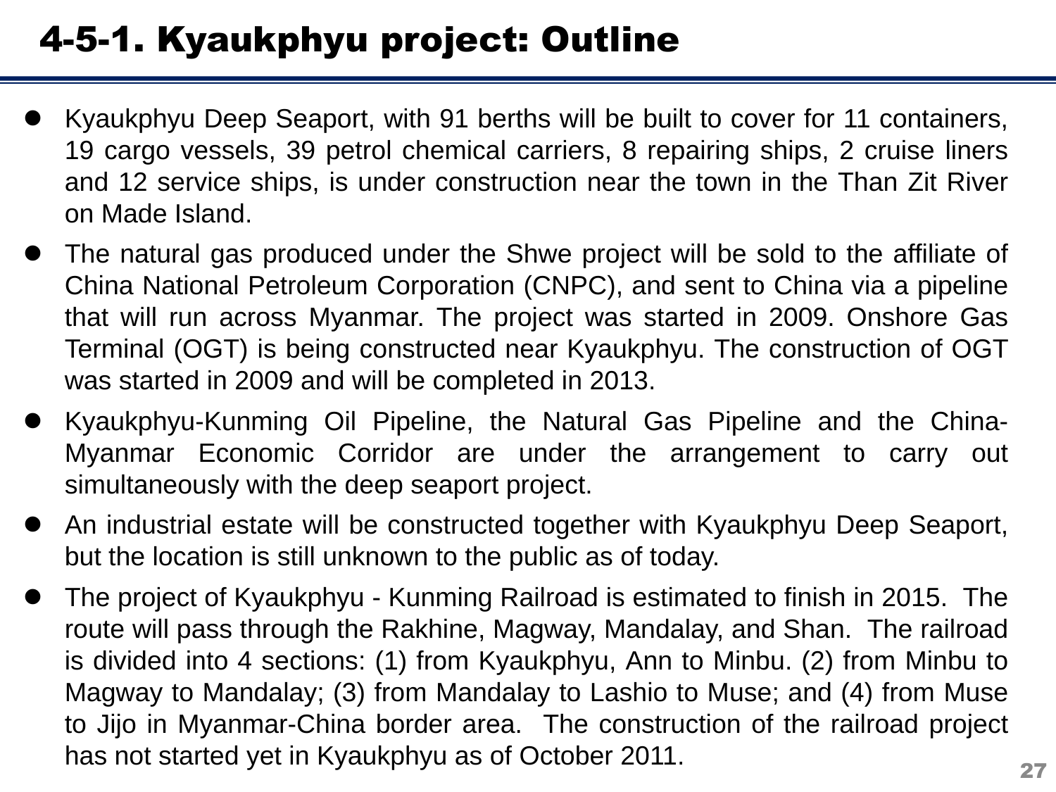# 4-5-1. Kyaukphyu project: Outline

- Kyaukphyu Deep Seaport, with 91 berths will be built to cover for 11 containers, 19 cargo vessels, 39 petrol chemical carriers, 8 repairing ships, 2 cruise liners and 12 service ships, is under construction near the town in the Than Zit River on Made Island.
- The natural gas produced under the Shwe project will be sold to the affiliate of China National Petroleum Corporation (CNPC), and sent to China via a pipeline that will run across Myanmar. The project was started in 2009. Onshore Gas Terminal (OGT) is being constructed near Kyaukphyu. The construction of OGT was started in 2009 and will be completed in 2013.
- Kyaukphyu-Kunming Oil Pipeline, the Natural Gas Pipeline and the China-Myanmar Economic Corridor are under the arrangement to carry out simultaneously with the deep seaport project.
- An industrial estate will be constructed together with Kyaukphyu Deep Seaport, but the location is still unknown to the public as of today.
- The project of Kyaukphyu - Kunming Railroad is estimated to finish in 2015. The route will pass through the Rakhine, Magway, Mandalay, and Shan. The railroad is divided into 4 sections: (1) from Kyaukphyu, Ann to Minbu. (2) from Minbu to Magway to Mandalay; (3) from Mandalay to Lashio to Muse; and (4) from Muse to Jijo in Myanmar-China border area. The construction of the railroad project has not started yet in Kyaukphyu as of October 2011.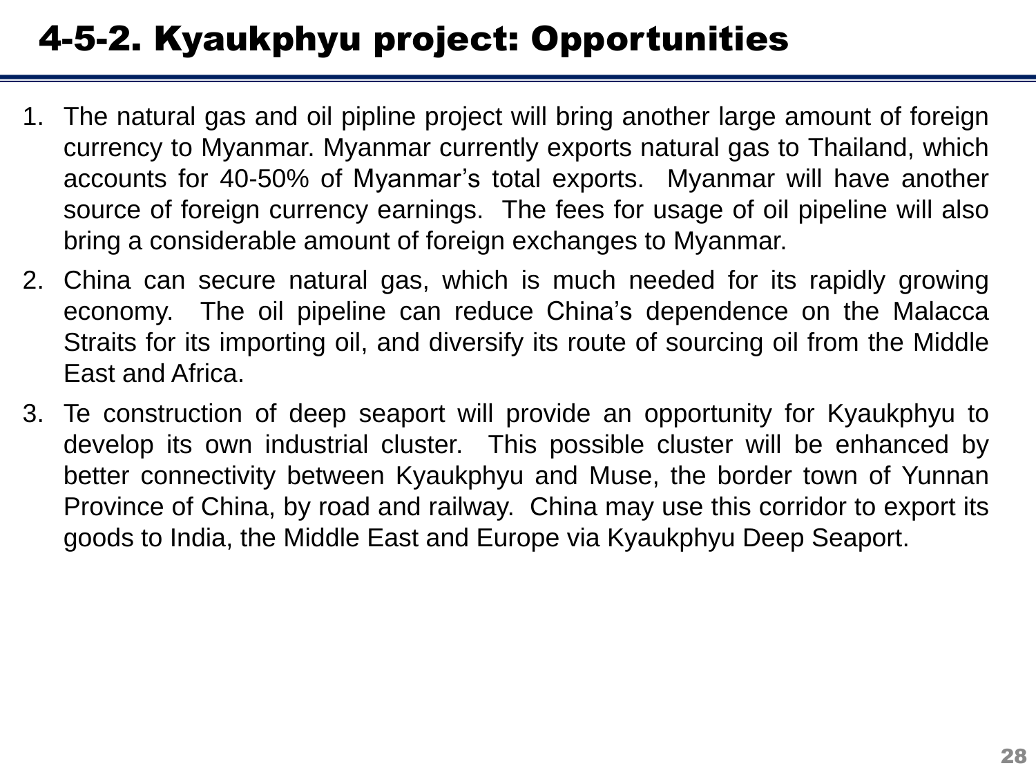# 4-5-2. Kyaukphyu project: Opportunities

1. The natural gas and oil pipline project will bring another large amount of foreign currency to Myanmar. Myanmar currently exports natural gas to Thailand, which accounts for 40-50% of Myanmar's total exports. Myanmar will have another source of foreign currency earnings. The fees for usage of oil pipeline will also bring a considerable amount of foreign exchanges to Myanmar.
2. China can secure natural gas, which is much needed for its rapidly growing economy. The oil pipeline can reduce China's dependence on the Malacca Straits for its importing oil, and diversify its route of sourcing oil from the Middle East and Africa.
3. Te construction of deep seaport will provide an opportunity for Kyaukphyu to develop its own industrial cluster. This possible cluster will be enhanced by better connectivity between Kyaukphyu and Muse, the border town of Yunnan Province of China, by road and railway. China may use this corridor to export its goods to India, the Middle East and Europe via Kyaukphyu Deep Seaport.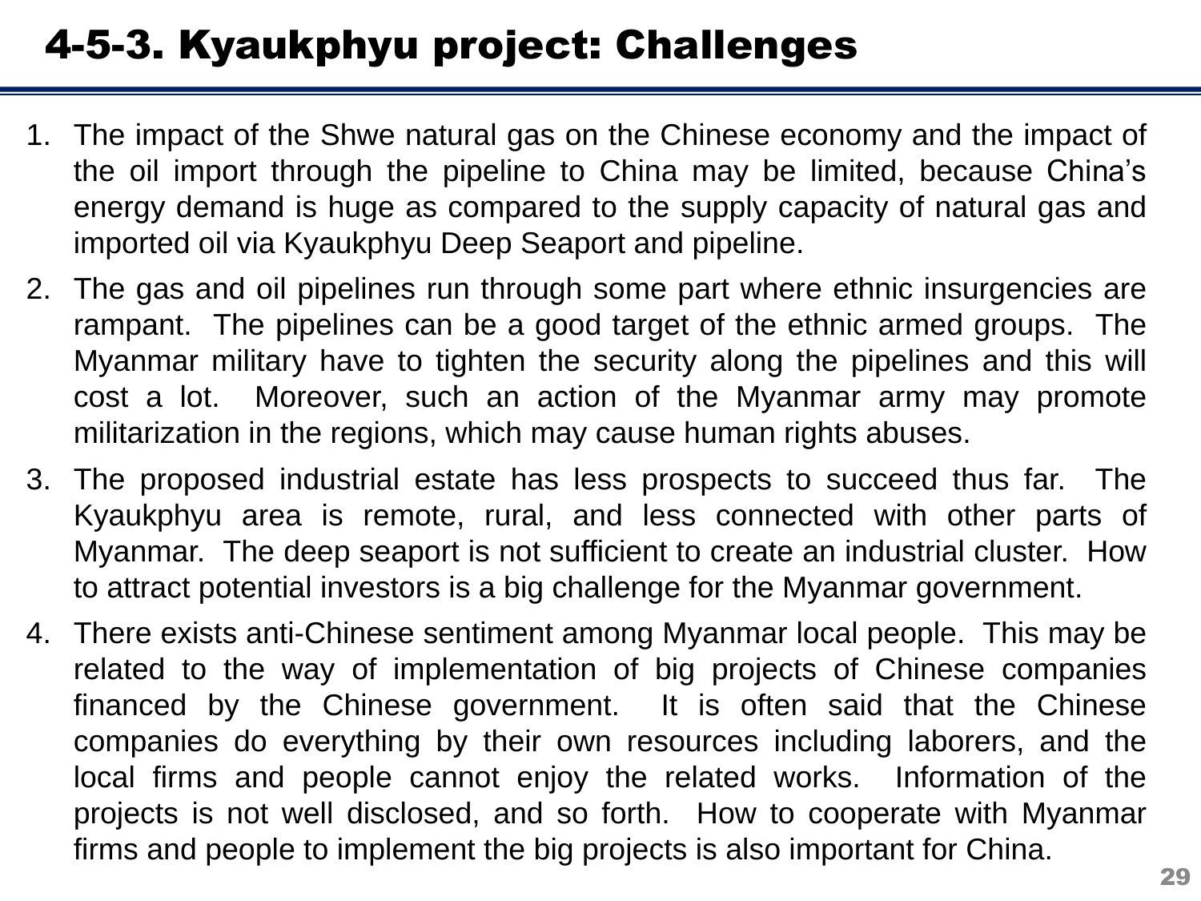# 4-5-3. Kyaukphyu project: Challenges

1. The impact of the Shwe natural gas on the Chinese economy and the impact of the oil import through the pipeline to China may be limited, because China's energy demand is huge as compared to the supply capacity of natural gas and imported oil via Kyaukphyu Deep Seaport and pipeline.
2. The gas and oil pipelines run through some part where ethnic insurgencies are rampant. The pipelines can be a good target of the ethnic armed groups. The Myanmar military have to tighten the security along the pipelines and this will cost a lot. Moreover, such an action of the Myanmar army may promote militarization in the regions, which may cause human rights abuses.
3. The proposed industrial estate has less prospects to succeed thus far. The Kyaukphyu area is remote, rural, and less connected with other parts of Myanmar. The deep seaport is not sufficient to create an industrial cluster. How to attract potential investors is a big challenge for the Myanmar government.
4. There exists anti-Chinese sentiment among Myanmar local people. This may be related to the way of implementation of big projects of Chinese companies financed by the Chinese government. It is often said that the Chinese companies do everything by their own resources including laborers, and the local firms and people cannot enjoy the related works. Information of the projects is not well disclosed, and so forth. How to cooperate with Myanmar firms and people to implement the big projects is also important for China.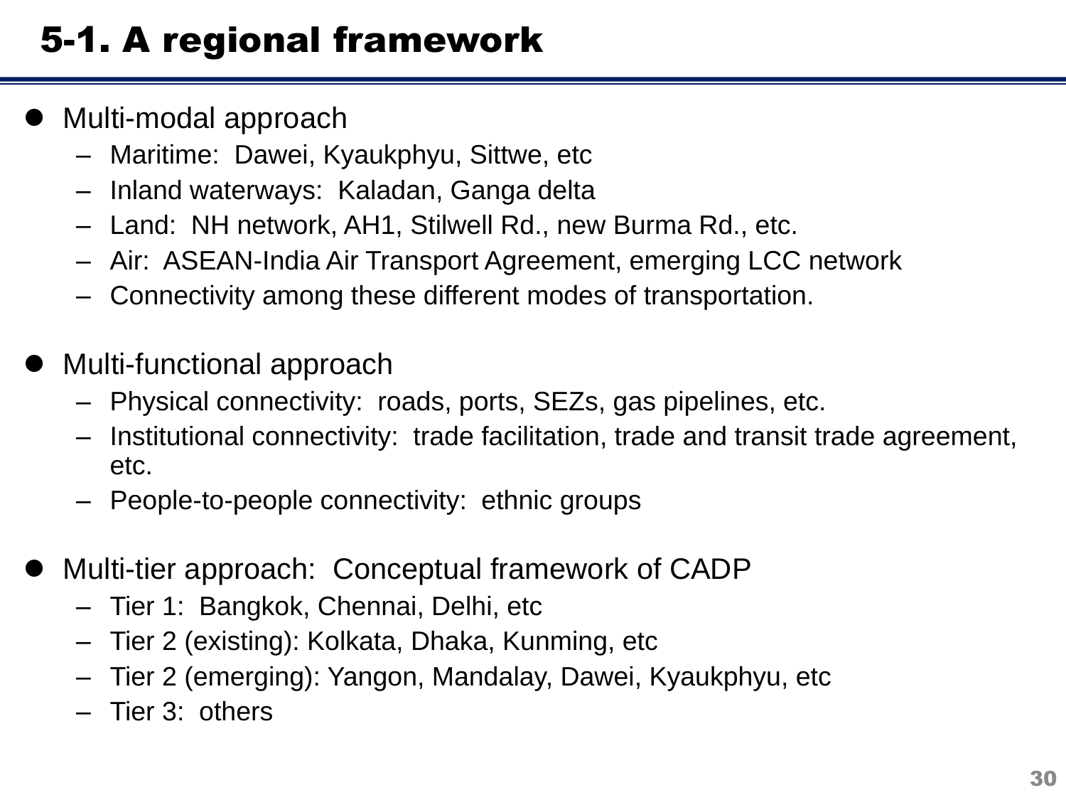# 5-1. A regional framework

- Multi-modal approach
  - Maritime:  Dawei, Kyaukphyu, Sittwe, etc
  - Inland waterways:  Kaladan, Ganga delta
  - Land:  NH network, AH1, Stilwell Rd., new Burma Rd., etc.
  - Air:  ASEAN-India Air Transport Agreement, emerging LCC network
  - Connectivity among these different modes of transportation.

- Multi-functional approach
  - Physical connectivity:  roads, ports, SEZs, gas pipelines, etc.
  - Institutional connectivity:  trade facilitation, trade and transit trade agreement, etc.
  - People-to-people connectivity:  ethnic groups

- Multi-tier approach:  Conceptual framework of CADP
  - Tier 1:  Bangkok, Chennai, Delhi, etc
  - Tier 2 (existing): Kolkata, Dhaka, Kunming, etc
  - Tier 2 (emerging): Yangon, Mandalay, Dawei, Kyaukphyu, etc
  - Tier 3:  others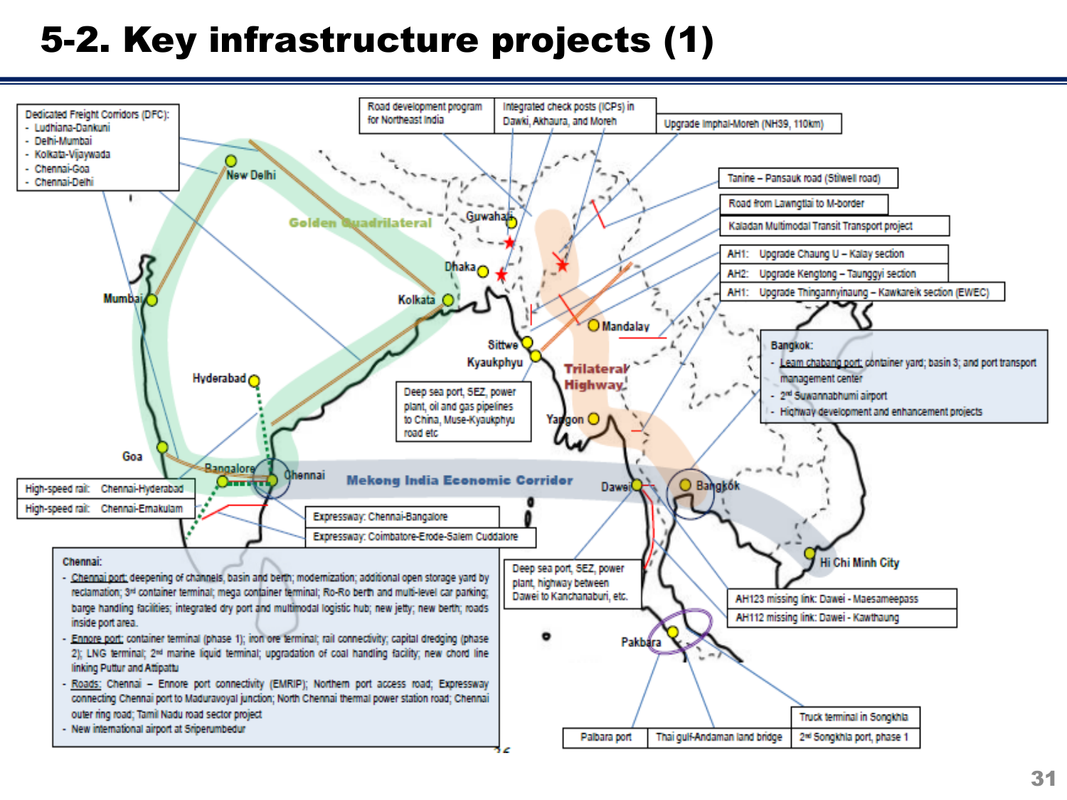# 5-2. Key infrastructure projects (1)

Dedicated Freight Corridors (DFC):
- Ludhiana-Dankuni
- Delhi-Mumbai
- Kolkata-Vijaywada
- Chennai-Goa
- Chennai-Delhi

Road development program for Northeast India

Integrated check posts (ICPs) in Dawki, Akhaura, and Moreh

Upgrade Imphal-Moreh (NH39, 110km)

Tanine – Pansauk road (Stilwell road)

Road from Lawngtlai to M-border

Kaladan Multimodal Transit Transport project

AH1: Upgrade Chaung U – Kalay section

AH2: Upgrade Kengtong – Taunggyi section

AH1: Upgrade Thingannyinaung – Kawkareik section (EWEC)

New Delhi, Golden Quadrilateral, Guwahati, Dhaka, Mumbai, Kolkata, Mandalay, Sittwe, Kyaukphyu, Trilateral Highway, Hyderabad, Yangon, Goa, Bangalore, Chennai, Mekong India Economic Corridor, Dawei, Bangkok, Hi Chi Minh City, Pakbara

Bangkok:
- Leam chabang port: container yard; basin 3; and port transport management center
- 2nd Suwannabhumi airport
- Highway development and enhancement projects

Deep sea port, SEZ, power plant, oil and gas pipelines to China, Muse-Kyaukphyu road etc

| High-speed rail: | Chennai-Hyderabad |
|---|---|
| High-speed rail: | Chennai-Ernakulam |

Expressway: Chennai-Bangalore

Expressway: Coimbatore-Erode-Salem Cuddalore

Deep sea port, SEZ, power plant, highway between Dawei to Kanchanaburi, etc.

AH123 missing link: Dawei - Maesameepass

AH112 missing link: Dawei - Kawthaung

Chennai:
- Chennai port: deepening of channels, basin and berth; modernization; additional open storage yard by reclamation; 3rd container terminal; mega container terminal; Ro-Ro berth and multi-level car parking; barge handling facilities; integrated dry port and multimodal logistic hub; new jetty; new berth; roads inside port area.
- Ennore port: container terminal (phase 1); iron ore terminal; rail connectivity; capital dredging (phase 2); LNG terminal; 2nd marine liquid terminal; upgradation of coal handling facility; new chord line linking Puttur and Attipattu
- Roads: Chennai – Ennore port connectivity (EMRIP); Northern port access road; Expressway connecting Chennai port to Maduravoyal junction; North Chennai thermal power station road; Chennai outer ring road; Tamil Nadu road sector project
- New international airport at Sriperumbedur

Palbara port

Thai gulf-Andaman land bridge

Truck terminal in Songkhla

2nd Songkhla port, phase 1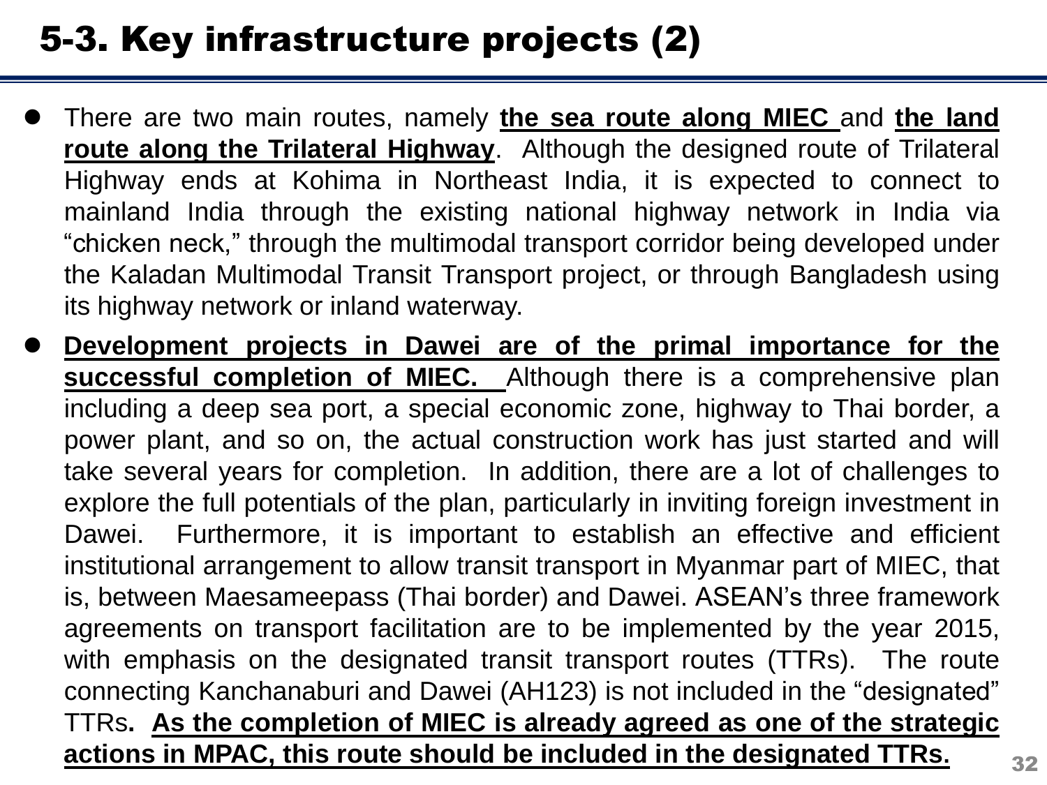# 5-3. Key infrastructure projects (2)

- There are two main routes, namely **the sea route along MIEC** and **the land route along the Trilateral Highway**. Although the designed route of Trilateral Highway ends at Kohima in Northeast India, it is expected to connect to mainland India through the existing national highway network in India via "chicken neck," through the multimodal transport corridor being developed under the Kaladan Multimodal Transit Transport project, or through Bangladesh using its highway network or inland waterway.
- **Development projects in Dawei are of the primal importance for the successful completion of MIEC.** Although there is a comprehensive plan including a deep sea port, a special economic zone, highway to Thai border, a power plant, and so on, the actual construction work has just started and will take several years for completion. In addition, there are a lot of challenges to explore the full potentials of the plan, particularly in inviting foreign investment in Dawei. Furthermore, it is important to establish an effective and efficient institutional arrangement to allow transit transport in Myanmar part of MIEC, that is, between Maesameepass (Thai border) and Dawei. ASEAN's three framework agreements on transport facilitation are to be implemented by the year 2015, with emphasis on the designated transit transport routes (TTRs). The route connecting Kanchanaburi and Dawei (AH123) is not included in the "designated" TTRs. **As the completion of MIEC is already agreed as one of the strategic actions in MPAC, this route should be included in the designated TTRs.**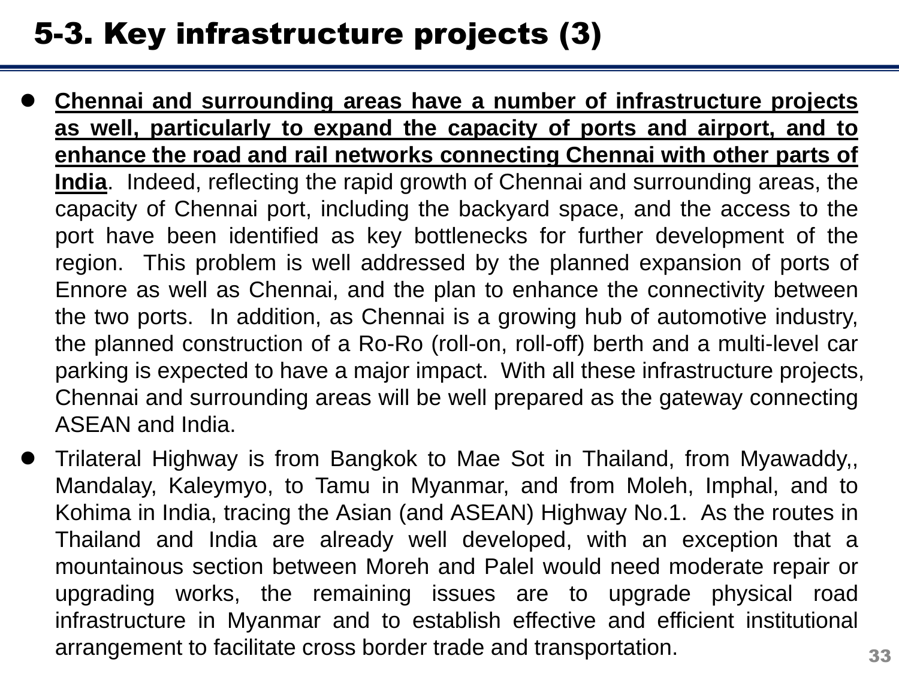## 5-3. Key infrastructure projects (3)

- **Chennai and surrounding areas have a number of infrastructure projects as well, particularly to expand the capacity of ports and airport, and to enhance the road and rail networks connecting Chennai with other parts of India**. Indeed, reflecting the rapid growth of Chennai and surrounding areas, the capacity of Chennai port, including the backyard space, and the access to the port have been identified as key bottlenecks for further development of the region. This problem is well addressed by the planned expansion of ports of Ennore as well as Chennai, and the plan to enhance the connectivity between the two ports. In addition, as Chennai is a growing hub of automotive industry, the planned construction of a Ro-Ro (roll-on, roll-off) berth and a multi-level car parking is expected to have a major impact. With all these infrastructure projects, Chennai and surrounding areas will be well prepared as the gateway connecting ASEAN and India.
- Trilateral Highway is from Bangkok to Mae Sot in Thailand, from Myawaddy,, Mandalay, Kaleymyo, to Tamu in Myanmar, and from Moleh, Imphal, and to Kohima in India, tracing the Asian (and ASEAN) Highway No.1. As the routes in Thailand and India are already well developed, with an exception that a mountainous section between Moreh and Palel would need moderate repair or upgrading works, the remaining issues are to upgrade physical road infrastructure in Myanmar and to establish effective and efficient institutional arrangement to facilitate cross border trade and transportation.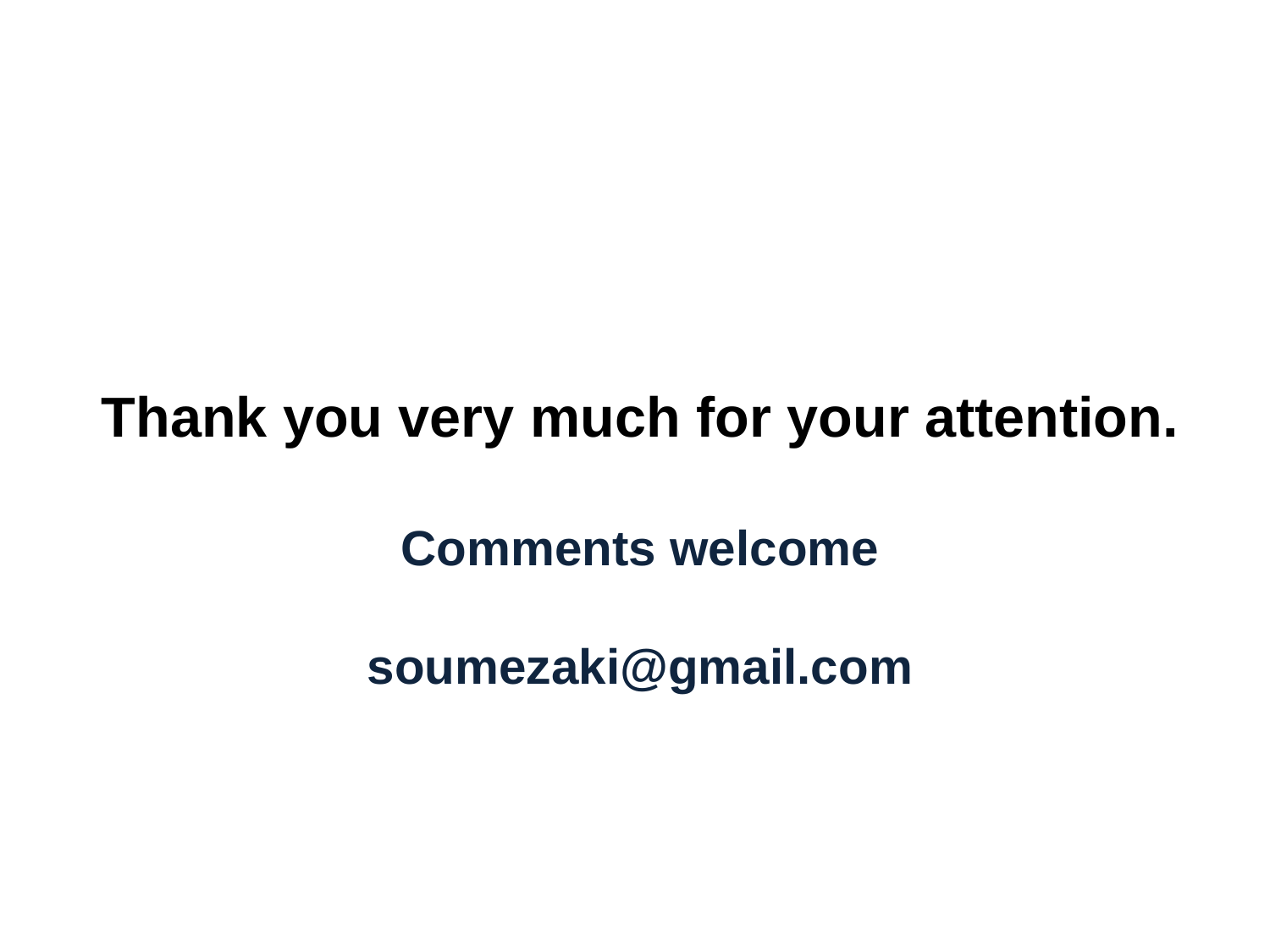**Thank you very much for your attention.**

**Comments welcome**

**soumezaki@gmail.com**